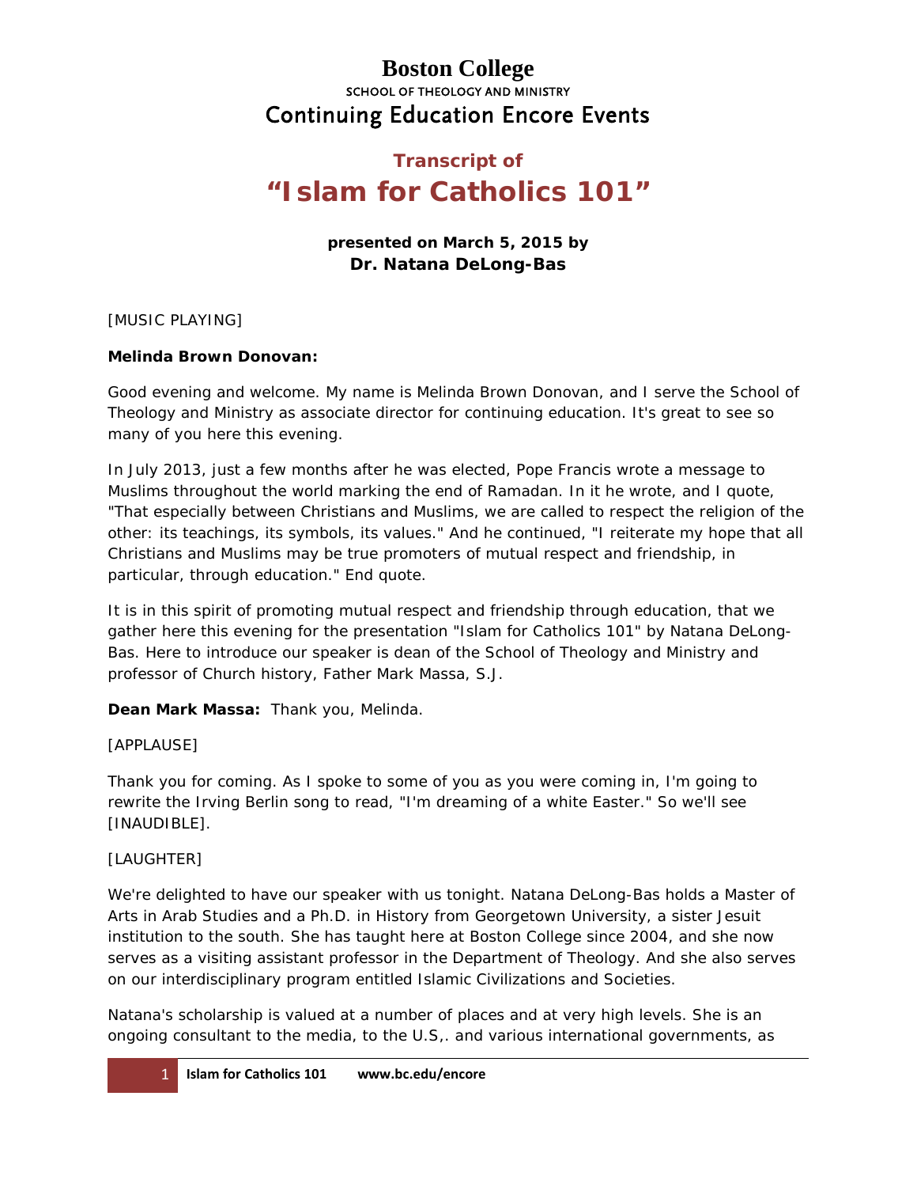# Boston College

SCHOOL OF THEOLOGY AND MINISTRY

## Continuing Education Encore Events

## Transcript of

# "Islam for Catholics 101"

**presented on March 5, 2015 by**
**Dr. Natana DeLong-Bas**

[MUSIC PLAYING]

**Melinda Brown Donovan:**

Good evening and welcome. My name is Melinda Brown Donovan, and I serve the School of Theology and Ministry as associate director for continuing education. It's great to see so many of you here this evening.

In July 2013, just a few months after he was elected, Pope Francis wrote a message to Muslims throughout the world marking the end of Ramadan. In it he wrote, and I quote, "That especially between Christians and Muslims, we are called to respect the religion of the other: its teachings, its symbols, its values." And he continued, "I reiterate my hope that all Christians and Muslims may be true promoters of mutual respect and friendship, in particular, through education." End quote.

It is in this spirit of promoting mutual respect and friendship through education, that we gather here this evening for the presentation "Islam for Catholics 101" by Natana DeLong-Bas. Here to introduce our speaker is dean of the School of Theology and Ministry and professor of Church history, Father Mark Massa, S.J.

**Dean Mark Massa:** Thank you, Melinda.

[APPLAUSE]

Thank you for coming. As I spoke to some of you as you were coming in, I'm going to rewrite the Irving Berlin song to read, "I'm dreaming of a white Easter." So we'll see [INAUDIBLE].

[LAUGHTER]

We're delighted to have our speaker with us tonight. Natana DeLong-Bas holds a Master of Arts in Arab Studies and a Ph.D. in History from Georgetown University, a sister Jesuit institution to the south. She has taught here at Boston College since 2004, and she now serves as a visiting assistant professor in the Department of Theology. And she also serves on our interdisciplinary program entitled Islamic Civilizations and Societies.

Natana's scholarship is valued at a number of places and at very high levels. She is an ongoing consultant to the media, to the U.S,. and various international governments, as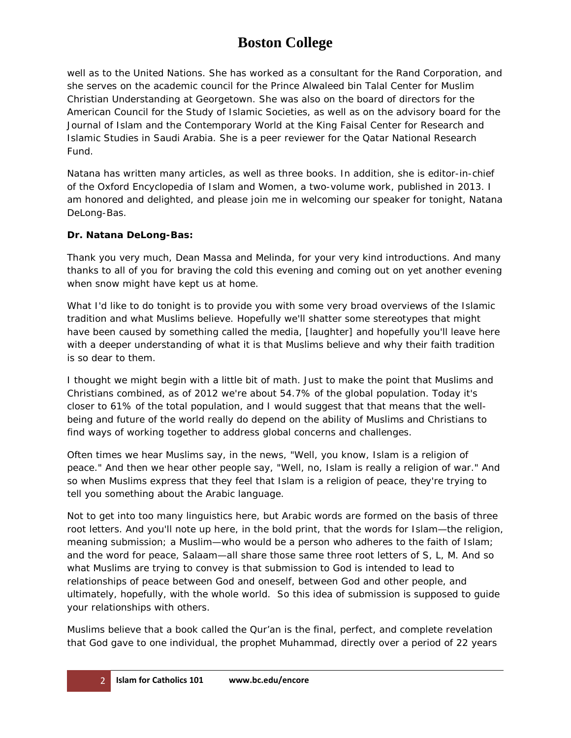well as to the United Nations. She has worked as a consultant for the Rand Corporation, and she serves on the academic council for the Prince Alwaleed bin Talal Center for Muslim Christian Understanding at Georgetown. She was also on the board of directors for the American Council for the Study of Islamic Societies, as well as on the advisory board for the Journal of Islam and the Contemporary World at the King Faisal Center for Research and Islamic Studies in Saudi Arabia. She is a peer reviewer for the Qatar National Research Fund.

Natana has written many articles, as well as three books. In addition, she is editor-in-chief of the Oxford Encyclopedia of Islam and Women, a two-volume work, published in 2013. I am honored and delighted, and please join me in welcoming our speaker for tonight, Natana DeLong-Bas.

**Dr. Natana DeLong-Bas:**

Thank you very much, Dean Massa and Melinda, for your very kind introductions. And many thanks to all of you for braving the cold this evening and coming out on yet another evening when snow might have kept us at home.

What I'd like to do tonight is to provide you with some very broad overviews of the Islamic tradition and what Muslims believe. Hopefully we'll shatter some stereotypes that might have been caused by something called the media, [laughter] and hopefully you'll leave here with a deeper understanding of what it is that Muslims believe and why their faith tradition is so dear to them.

I thought we might begin with a little bit of math. Just to make the point that Muslims and Christians combined, as of 2012 we're about 54.7% of the global population. Today it's closer to 61% of the total population, and I would suggest that that means that the well-being and future of the world really do depend on the ability of Muslims and Christians to find ways of working together to address global concerns and challenges.

Often times we hear Muslims say, in the news, "Well, you know, Islam is a religion of peace." And then we hear other people say, "Well, no, Islam is really a religion of war." And so when Muslims express that they feel that Islam is a religion of peace, they're trying to tell you something about the Arabic language.

Not to get into too many linguistics here, but Arabic words are formed on the basis of three root letters. And you'll note up here, in the bold print, that the words for Islam—the religion, meaning submission; a Muslim—who would be a person who adheres to the faith of Islam; and the word for peace, Salaam—all share those same three root letters of S, L, M. And so what Muslims are trying to convey is that submission to God is intended to lead to relationships of peace between God and oneself, between God and other people, and ultimately, hopefully, with the whole world. So this idea of submission is supposed to guide your relationships with others.

Muslims believe that a book called the Qur'an is the final, perfect, and complete revelation that God gave to one individual, the prophet Muhammad, directly over a period of 22 years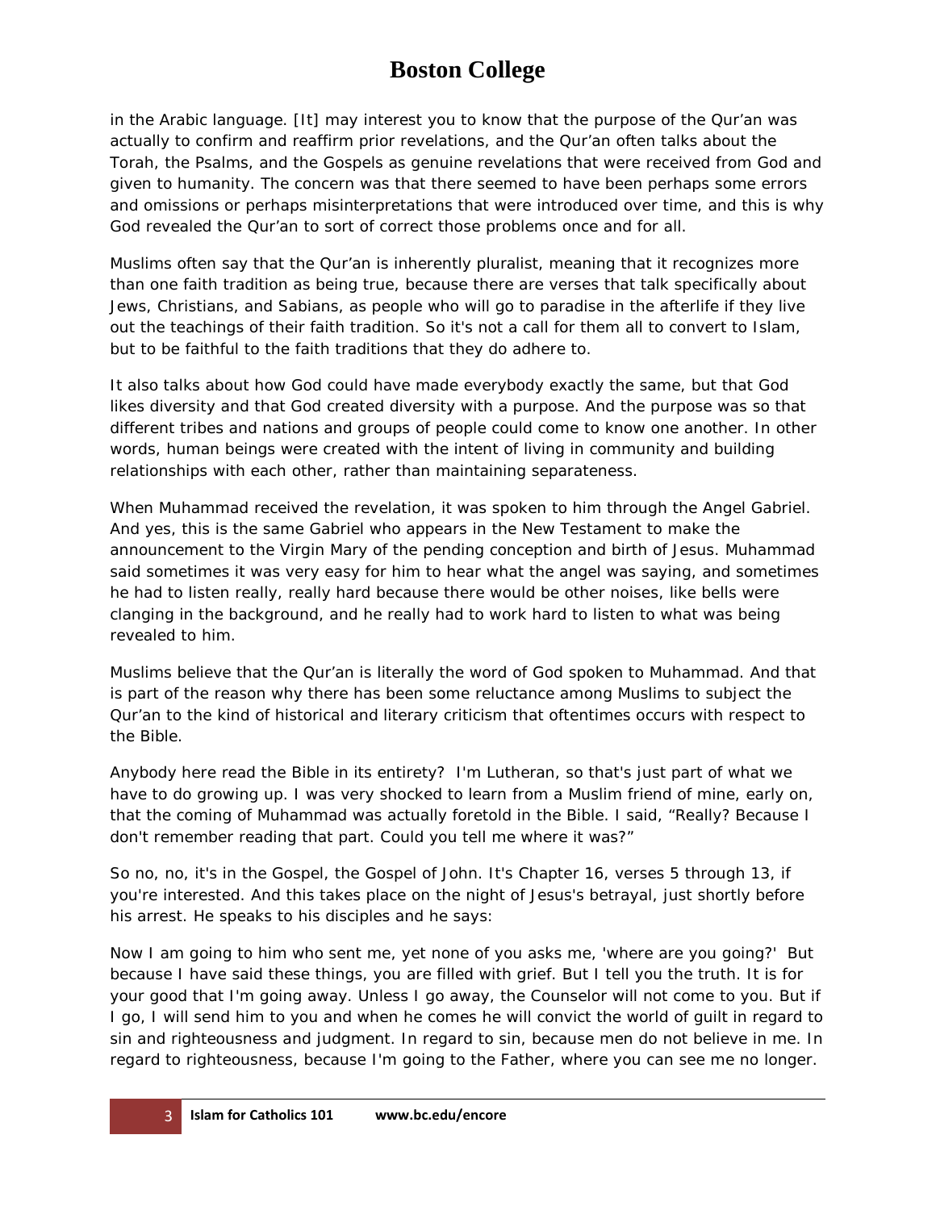in the Arabic language. [It] may interest you to know that the purpose of the Qur'an was actually to confirm and reaffirm prior revelations, and the Qur'an often talks about the Torah, the Psalms, and the Gospels as genuine revelations that were received from God and given to humanity. The concern was that there seemed to have been perhaps some errors and omissions or perhaps misinterpretations that were introduced over time, and this is why God revealed the Qur'an to sort of correct those problems once and for all.

Muslims often say that the Qur'an is inherently pluralist, meaning that it recognizes more than one faith tradition as being true, because there are verses that talk specifically about Jews, Christians, and Sabians, as people who will go to paradise in the afterlife if they live out the teachings of their faith tradition. So it's not a call for them all to convert to Islam, but to be faithful to the faith traditions that they do adhere to.

It also talks about how God could have made everybody exactly the same, but that God likes diversity and that God created diversity with a purpose. And the purpose was so that different tribes and nations and groups of people could come to know one another. In other words, human beings were created with the intent of living in community and building relationships with each other, rather than maintaining separateness.

When Muhammad received the revelation, it was spoken to him through the Angel Gabriel. And yes, this is the same Gabriel who appears in the New Testament to make the announcement to the Virgin Mary of the pending conception and birth of Jesus. Muhammad said sometimes it was very easy for him to hear what the angel was saying, and sometimes he had to listen really, really hard because there would be other noises, like bells were clanging in the background, and he really had to work hard to listen to what was being revealed to him.

Muslims believe that the Qur'an is literally the word of God spoken to Muhammad. And that is part of the reason why there has been some reluctance among Muslims to subject the Qur'an to the kind of historical and literary criticism that oftentimes occurs with respect to the Bible.

Anybody here read the Bible in its entirety? I'm Lutheran, so that's just part of what we have to do growing up. I was very shocked to learn from a Muslim friend of mine, early on, that the coming of Muhammad was actually foretold in the Bible. I said, "Really? Because I don't remember reading that part. Could you tell me where it was?"

So no, no, it's in the Gospel, the Gospel of John. It's Chapter 16, verses 5 through 13, if you're interested. And this takes place on the night of Jesus's betrayal, just shortly before his arrest. He speaks to his disciples and he says:

Now I am going to him who sent me, yet none of you asks me, 'where are you going?' But because I have said these things, you are filled with grief. But I tell you the truth. It is for your good that I'm going away. Unless I go away, the Counselor will not come to you. But if I go, I will send him to you and when he comes he will convict the world of guilt in regard to sin and righteousness and judgment. In regard to sin, because men do not believe in me. In regard to righteousness, because I'm going to the Father, where you can see me no longer.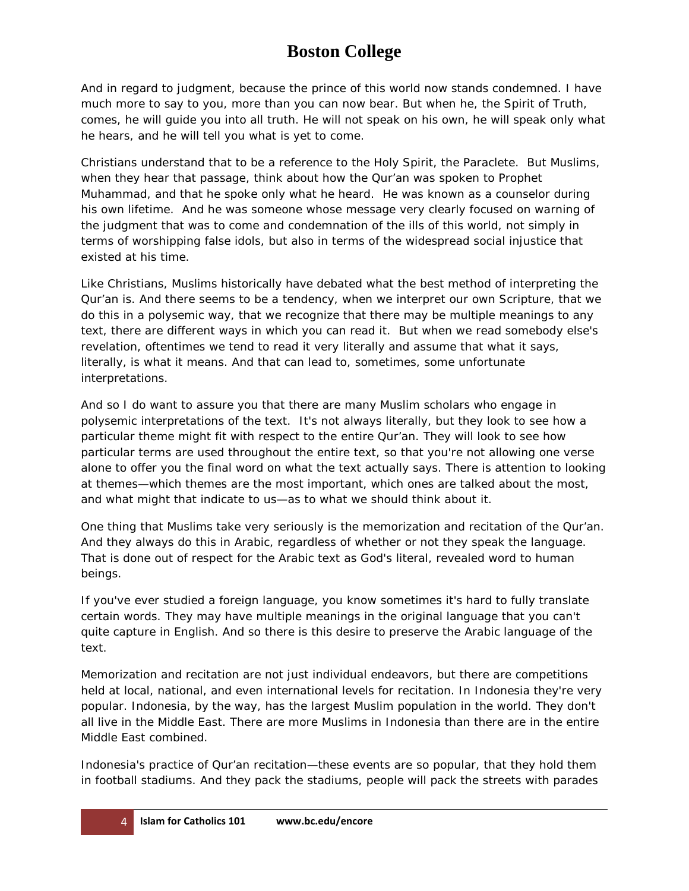And in regard to judgment, because the prince of this world now stands condemned. I have much more to say to you, more than you can now bear. But when he, the Spirit of Truth, comes, he will guide you into all truth. He will not speak on his own, he will speak only what he hears, and he will tell you what is yet to come.

Christians understand that to be a reference to the Holy Spirit, the Paraclete. But Muslims, when they hear that passage, think about how the Qur'an was spoken to Prophet Muhammad, and that he spoke only what he heard. He was known as a counselor during his own lifetime. And he was someone whose message very clearly focused on warning of the judgment that was to come and condemnation of the ills of this world, not simply in terms of worshipping false idols, but also in terms of the widespread social injustice that existed at his time.

Like Christians, Muslims historically have debated what the best method of interpreting the Qur'an is. And there seems to be a tendency, when we interpret our own Scripture, that we do this in a polysemic way, that we recognize that there may be multiple meanings to any text, there are different ways in which you can read it. But when we read somebody else's revelation, oftentimes we tend to read it very literally and assume that what it says, literally, is what it means. And that can lead to, sometimes, some unfortunate interpretations.

And so I do want to assure you that there are many Muslim scholars who engage in polysemic interpretations of the text. It's not always literally, but they look to see how a particular theme might fit with respect to the entire Qur'an. They will look to see how particular terms are used throughout the entire text, so that you're not allowing one verse alone to offer you the final word on what the text actually says. There is attention to looking at themes—which themes are the most important, which ones are talked about the most, and what might that indicate to us—as to what we should think about it.

One thing that Muslims take very seriously is the memorization and recitation of the Qur'an. And they always do this in Arabic, regardless of whether or not they speak the language. That is done out of respect for the Arabic text as God's literal, revealed word to human beings.

If you've ever studied a foreign language, you know sometimes it's hard to fully translate certain words. They may have multiple meanings in the original language that you can't quite capture in English. And so there is this desire to preserve the Arabic language of the text.

Memorization and recitation are not just individual endeavors, but there are competitions held at local, national, and even international levels for recitation. In Indonesia they're very popular. Indonesia, by the way, has the largest Muslim population in the world. They don't all live in the Middle East. There are more Muslims in Indonesia than there are in the entire Middle East combined.

Indonesia's practice of Qur'an recitation—these events are so popular, that they hold them in football stadiums. And they pack the stadiums, people will pack the streets with parades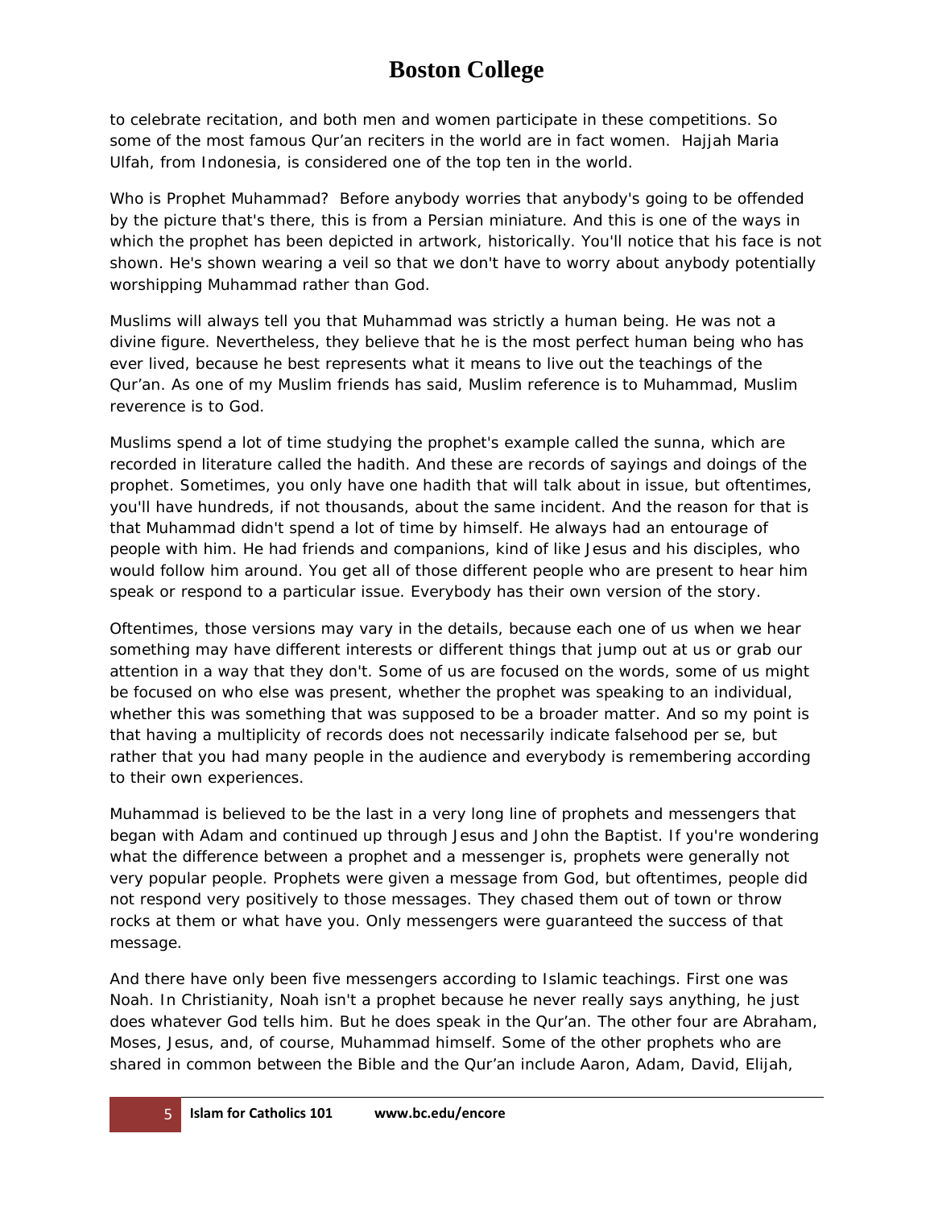to celebrate recitation, and both men and women participate in these competitions. So some of the most famous Qur'an reciters in the world are in fact women. Hajjah Maria Ulfah, from Indonesia, is considered one of the top ten in the world.

Who is Prophet Muhammad? Before anybody worries that anybody's going to be offended by the picture that's there, this is from a Persian miniature. And this is one of the ways in which the prophet has been depicted in artwork, historically. You'll notice that his face is not shown. He's shown wearing a veil so that we don't have to worry about anybody potentially worshipping Muhammad rather than God.

Muslims will always tell you that Muhammad was strictly a human being. He was not a divine figure. Nevertheless, they believe that he is the most perfect human being who has ever lived, because he best represents what it means to live out the teachings of the Qur'an. As one of my Muslim friends has said, Muslim reference is to Muhammad, Muslim reverence is to God.

Muslims spend a lot of time studying the prophet's example called the sunna, which are recorded in literature called the hadith. And these are records of sayings and doings of the prophet. Sometimes, you only have one hadith that will talk about in issue, but oftentimes, you'll have hundreds, if not thousands, about the same incident. And the reason for that is that Muhammad didn't spend a lot of time by himself. He always had an entourage of people with him. He had friends and companions, kind of like Jesus and his disciples, who would follow him around. You get all of those different people who are present to hear him speak or respond to a particular issue. Everybody has their own version of the story.

Oftentimes, those versions may vary in the details, because each one of us when we hear something may have different interests or different things that jump out at us or grab our attention in a way that they don't. Some of us are focused on the words, some of us might be focused on who else was present, whether the prophet was speaking to an individual, whether this was something that was supposed to be a broader matter. And so my point is that having a multiplicity of records does not necessarily indicate falsehood per se, but rather that you had many people in the audience and everybody is remembering according to their own experiences.

Muhammad is believed to be the last in a very long line of prophets and messengers that began with Adam and continued up through Jesus and John the Baptist. If you're wondering what the difference between a prophet and a messenger is, prophets were generally not very popular people. Prophets were given a message from God, but oftentimes, people did not respond very positively to those messages. They chased them out of town or throw rocks at them or what have you. Only messengers were guaranteed the success of that message.

And there have only been five messengers according to Islamic teachings. First one was Noah. In Christianity, Noah isn't a prophet because he never really says anything, he just does whatever God tells him. But he does speak in the Qur'an. The other four are Abraham, Moses, Jesus, and, of course, Muhammad himself. Some of the other prophets who are shared in common between the Bible and the Qur'an include Aaron, Adam, David, Elijah,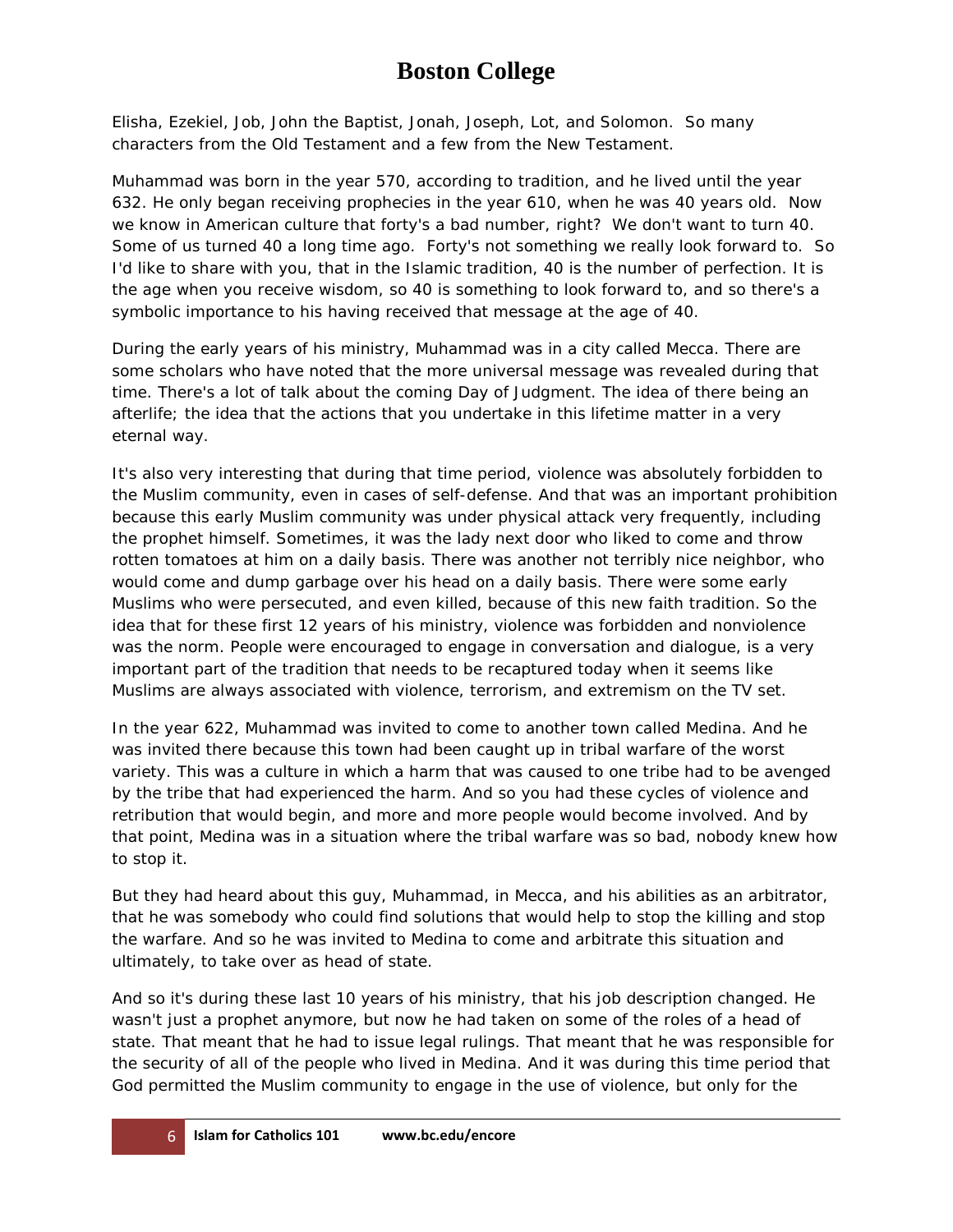Elisha, Ezekiel, Job, John the Baptist, Jonah, Joseph, Lot, and Solomon. So many characters from the Old Testament and a few from the New Testament.

Muhammad was born in the year 570, according to tradition, and he lived until the year 632. He only began receiving prophecies in the year 610, when he was 40 years old. Now we know in American culture that forty's a bad number, right? We don't want to turn 40. Some of us turned 40 a long time ago. Forty's not something we really look forward to. So I'd like to share with you, that in the Islamic tradition, 40 is the number of perfection. It is the age when you receive wisdom, so 40 is something to look forward to, and so there's a symbolic importance to his having received that message at the age of 40.

During the early years of his ministry, Muhammad was in a city called Mecca. There are some scholars who have noted that the more universal message was revealed during that time. There's a lot of talk about the coming Day of Judgment. The idea of there being an afterlife; the idea that the actions that you undertake in this lifetime matter in a very eternal way.

It's also very interesting that during that time period, violence was absolutely forbidden to the Muslim community, even in cases of self-defense. And that was an important prohibition because this early Muslim community was under physical attack very frequently, including the prophet himself. Sometimes, it was the lady next door who liked to come and throw rotten tomatoes at him on a daily basis. There was another not terribly nice neighbor, who would come and dump garbage over his head on a daily basis. There were some early Muslims who were persecuted, and even killed, because of this new faith tradition. So the idea that for these first 12 years of his ministry, violence was forbidden and nonviolence was the norm. People were encouraged to engage in conversation and dialogue, is a very important part of the tradition that needs to be recaptured today when it seems like Muslims are always associated with violence, terrorism, and extremism on the TV set.

In the year 622, Muhammad was invited to come to another town called Medina. And he was invited there because this town had been caught up in tribal warfare of the worst variety. This was a culture in which a harm that was caused to one tribe had to be avenged by the tribe that had experienced the harm. And so you had these cycles of violence and retribution that would begin, and more and more people would become involved. And by that point, Medina was in a situation where the tribal warfare was so bad, nobody knew how to stop it.

But they had heard about this guy, Muhammad, in Mecca, and his abilities as an arbitrator, that he was somebody who could find solutions that would help to stop the killing and stop the warfare. And so he was invited to Medina to come and arbitrate this situation and ultimately, to take over as head of state.

And so it's during these last 10 years of his ministry, that his job description changed. He wasn't just a prophet anymore, but now he had taken on some of the roles of a head of state. That meant that he had to issue legal rulings. That meant that he was responsible for the security of all of the people who lived in Medina. And it was during this time period that God permitted the Muslim community to engage in the use of violence, but only for the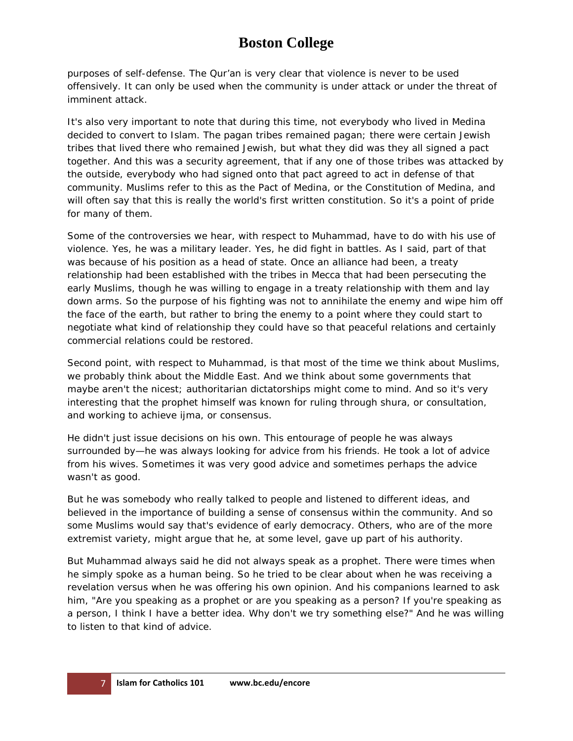purposes of self-defense. The Qur'an is very clear that violence is never to be used offensively. It can only be used when the community is under attack or under the threat of imminent attack.

It's also very important to note that during this time, not everybody who lived in Medina decided to convert to Islam. The pagan tribes remained pagan; there were certain Jewish tribes that lived there who remained Jewish, but what they did was they all signed a pact together. And this was a security agreement, that if any one of those tribes was attacked by the outside, everybody who had signed onto that pact agreed to act in defense of that community. Muslims refer to this as the Pact of Medina, or the Constitution of Medina, and will often say that this is really the world's first written constitution. So it's a point of pride for many of them.

Some of the controversies we hear, with respect to Muhammad, have to do with his use of violence. Yes, he was a military leader. Yes, he did fight in battles. As I said, part of that was because of his position as a head of state. Once an alliance had been, a treaty relationship had been established with the tribes in Mecca that had been persecuting the early Muslims, though he was willing to engage in a treaty relationship with them and lay down arms. So the purpose of his fighting was not to annihilate the enemy and wipe him off the face of the earth, but rather to bring the enemy to a point where they could start to negotiate what kind of relationship they could have so that peaceful relations and certainly commercial relations could be restored.

Second point, with respect to Muhammad, is that most of the time we think about Muslims, we probably think about the Middle East. And we think about some governments that maybe aren't the nicest; authoritarian dictatorships might come to mind. And so it's very interesting that the prophet himself was known for ruling through shura, or consultation, and working to achieve ijma, or consensus.

He didn't just issue decisions on his own. This entourage of people he was always surrounded by—he was always looking for advice from his friends. He took a lot of advice from his wives. Sometimes it was very good advice and sometimes perhaps the advice wasn't as good.

But he was somebody who really talked to people and listened to different ideas, and believed in the importance of building a sense of consensus within the community. And so some Muslims would say that's evidence of early democracy. Others, who are of the more extremist variety, might argue that he, at some level, gave up part of his authority.

But Muhammad always said he did not always speak as a prophet. There were times when he simply spoke as a human being. So he tried to be clear about when he was receiving a revelation versus when he was offering his own opinion. And his companions learned to ask him, "Are you speaking as a prophet or are you speaking as a person? If you're speaking as a person, I think I have a better idea. Why don't we try something else?" And he was willing to listen to that kind of advice.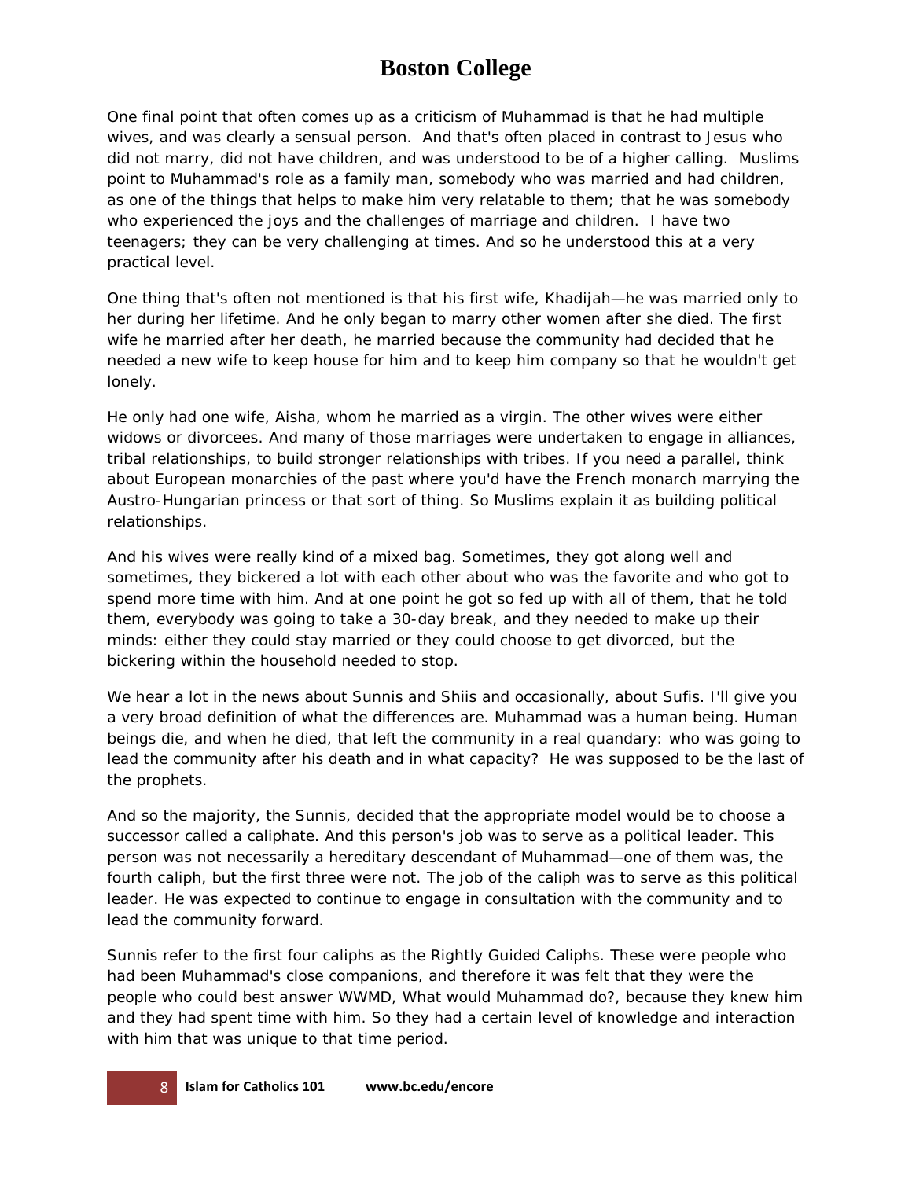One final point that often comes up as a criticism of Muhammad is that he had multiple wives, and was clearly a sensual person. And that's often placed in contrast to Jesus who did not marry, did not have children, and was understood to be of a higher calling. Muslims point to Muhammad's role as a family man, somebody who was married and had children, as one of the things that helps to make him very relatable to them; that he was somebody who experienced the joys and the challenges of marriage and children. I have two teenagers; they can be very challenging at times. And so he understood this at a very practical level.

One thing that's often not mentioned is that his first wife, Khadijah—he was married only to her during her lifetime. And he only began to marry other women after she died. The first wife he married after her death, he married because the community had decided that he needed a new wife to keep house for him and to keep him company so that he wouldn't get lonely.

He only had one wife, Aisha, whom he married as a virgin. The other wives were either widows or divorcees. And many of those marriages were undertaken to engage in alliances, tribal relationships, to build stronger relationships with tribes. If you need a parallel, think about European monarchies of the past where you'd have the French monarch marrying the Austro-Hungarian princess or that sort of thing. So Muslims explain it as building political relationships.

And his wives were really kind of a mixed bag. Sometimes, they got along well and sometimes, they bickered a lot with each other about who was the favorite and who got to spend more time with him. And at one point he got so fed up with all of them, that he told them, everybody was going to take a 30-day break, and they needed to make up their minds: either they could stay married or they could choose to get divorced, but the bickering within the household needed to stop.

We hear a lot in the news about Sunnis and Shiis and occasionally, about Sufis. I'll give you a very broad definition of what the differences are. Muhammad was a human being. Human beings die, and when he died, that left the community in a real quandary: who was going to lead the community after his death and in what capacity? He was supposed to be the last of the prophets.

And so the majority, the Sunnis, decided that the appropriate model would be to choose a successor called a caliphate. And this person's job was to serve as a political leader. This person was not necessarily a hereditary descendant of Muhammad—one of them was, the fourth caliph, but the first three were not. The job of the caliph was to serve as this political leader. He was expected to continue to engage in consultation with the community and to lead the community forward.

Sunnis refer to the first four caliphs as the Rightly Guided Caliphs. These were people who had been Muhammad's close companions, and therefore it was felt that they were the people who could best answer WWMD, What would Muhammad do?, because they knew him and they had spent time with him. So they had a certain level of knowledge and interaction with him that was unique to that time period.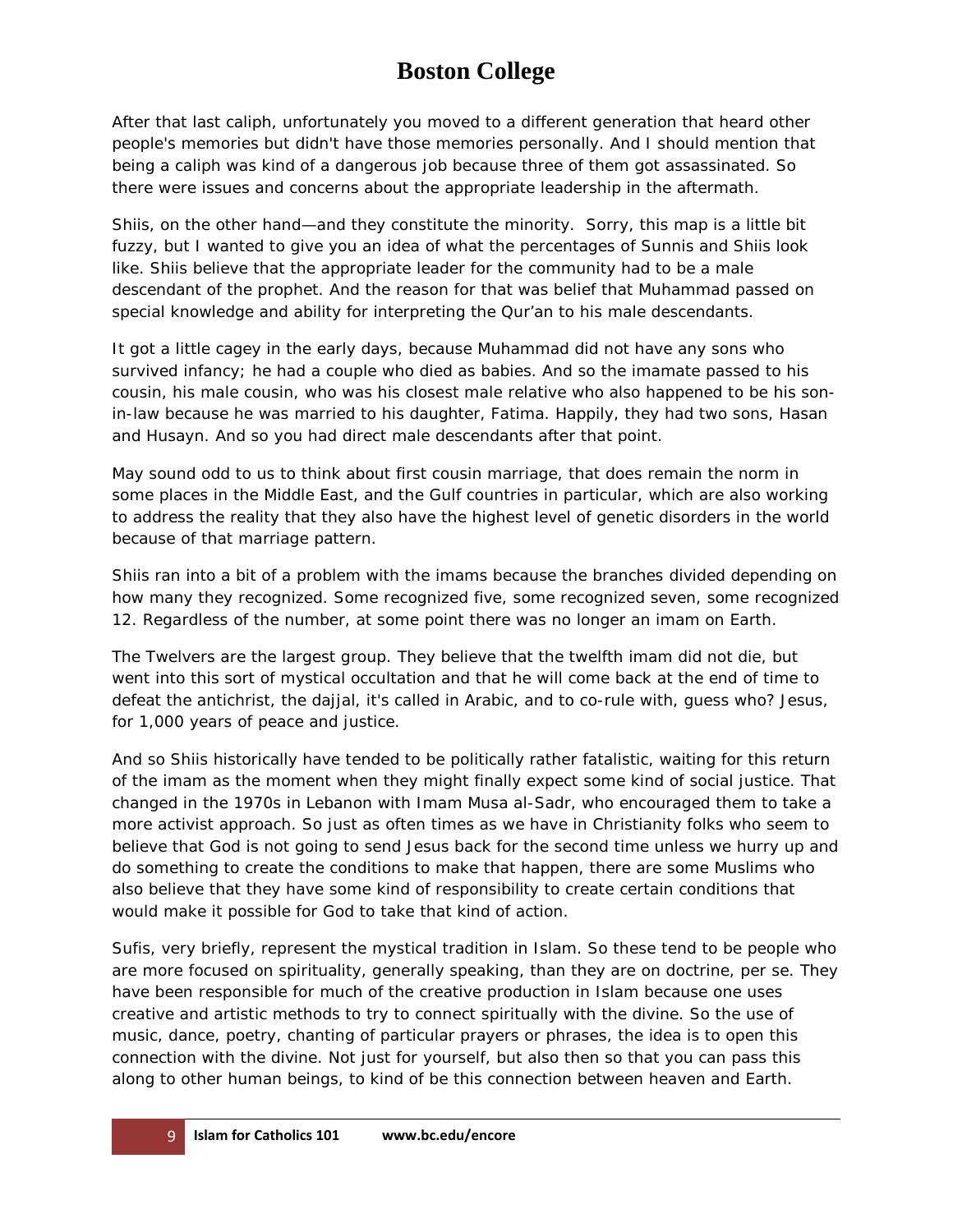After that last caliph, unfortunately you moved to a different generation that heard other people's memories but didn't have those memories personally. And I should mention that being a caliph was kind of a dangerous job because three of them got assassinated. So there were issues and concerns about the appropriate leadership in the aftermath.

Shiis, on the other hand—and they constitute the minority. Sorry, this map is a little bit fuzzy, but I wanted to give you an idea of what the percentages of Sunnis and Shiis look like. Shiis believe that the appropriate leader for the community had to be a male descendant of the prophet. And the reason for that was belief that Muhammad passed on special knowledge and ability for interpreting the Qur'an to his male descendants.

It got a little cagey in the early days, because Muhammad did not have any sons who survived infancy; he had a couple who died as babies. And so the imamate passed to his cousin, his male cousin, who was his closest male relative who also happened to be his son-in-law because he was married to his daughter, Fatima. Happily, they had two sons, Hasan and Husayn. And so you had direct male descendants after that point.

May sound odd to us to think about first cousin marriage, that does remain the norm in some places in the Middle East, and the Gulf countries in particular, which are also working to address the reality that they also have the highest level of genetic disorders in the world because of that marriage pattern.

Shiis ran into a bit of a problem with the imams because the branches divided depending on how many they recognized. Some recognized five, some recognized seven, some recognized 12. Regardless of the number, at some point there was no longer an imam on Earth.

The Twelvers are the largest group. They believe that the twelfth imam did not die, but went into this sort of mystical occultation and that he will come back at the end of time to defeat the antichrist, the dajjal, it's called in Arabic, and to co-rule with, guess who? Jesus, for 1,000 years of peace and justice.

And so Shiis historically have tended to be politically rather fatalistic, waiting for this return of the imam as the moment when they might finally expect some kind of social justice. That changed in the 1970s in Lebanon with Imam Musa al-Sadr, who encouraged them to take a more activist approach. So just as often times as we have in Christianity folks who seem to believe that God is not going to send Jesus back for the second time unless we hurry up and do something to create the conditions to make that happen, there are some Muslims who also believe that they have some kind of responsibility to create certain conditions that would make it possible for God to take that kind of action.

Sufis, very briefly, represent the mystical tradition in Islam. So these tend to be people who are more focused on spirituality, generally speaking, than they are on doctrine, per se. They have been responsible for much of the creative production in Islam because one uses creative and artistic methods to try to connect spiritually with the divine. So the use of music, dance, poetry, chanting of particular prayers or phrases, the idea is to open this connection with the divine. Not just for yourself, but also then so that you can pass this along to other human beings, to kind of be this connection between heaven and Earth.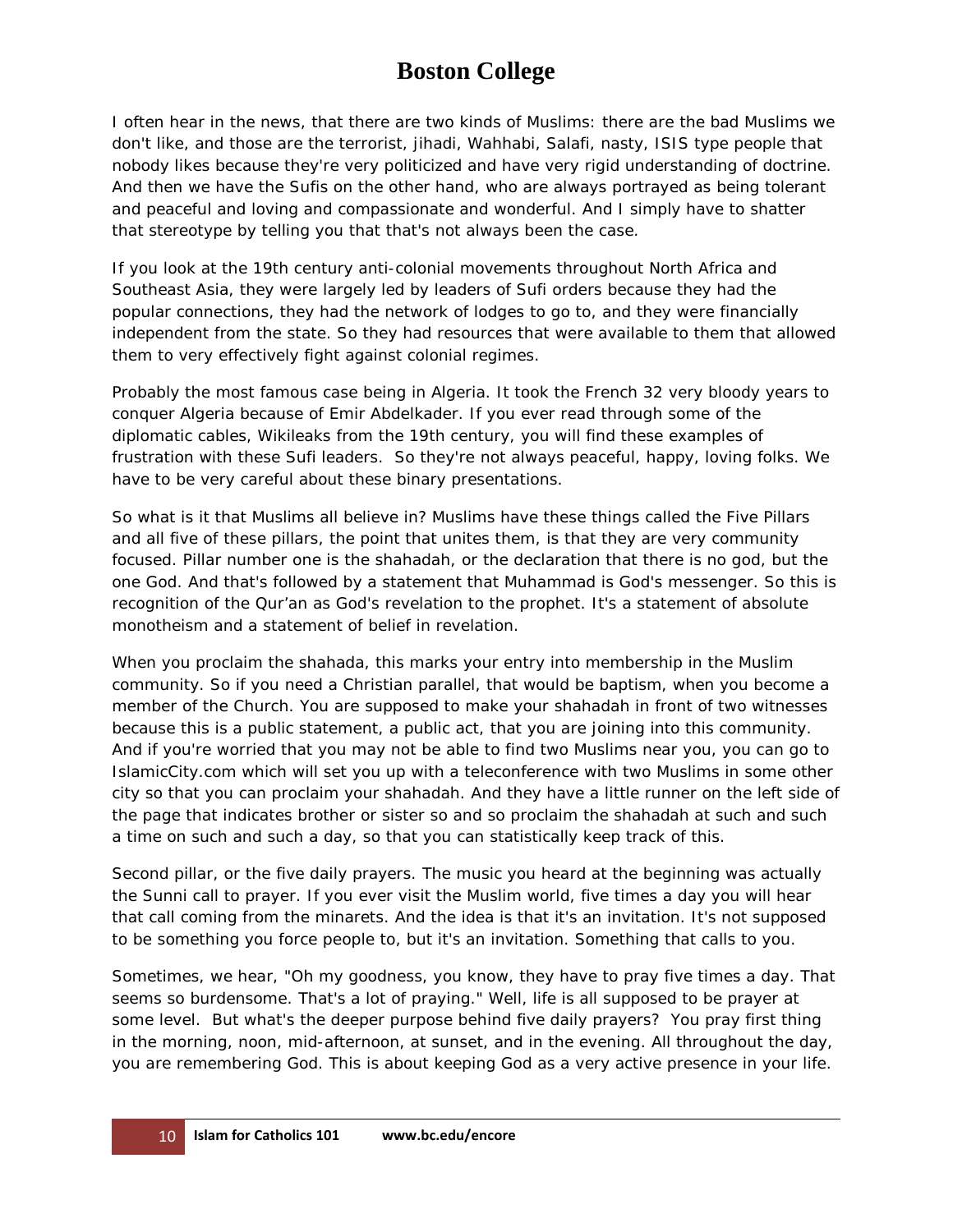I often hear in the news, that there are two kinds of Muslims: there are the bad Muslims we don't like, and those are the terrorist, jihadi, Wahhabi, Salafi, nasty, ISIS type people that nobody likes because they're very politicized and have very rigid understanding of doctrine. And then we have the Sufis on the other hand, who are always portrayed as being tolerant and peaceful and loving and compassionate and wonderful. And I simply have to shatter that stereotype by telling you that that's not always been the case.

If you look at the 19th century anti-colonial movements throughout North Africa and Southeast Asia, they were largely led by leaders of Sufi orders because they had the popular connections, they had the network of lodges to go to, and they were financially independent from the state. So they had resources that were available to them that allowed them to very effectively fight against colonial regimes.

Probably the most famous case being in Algeria. It took the French 32 very bloody years to conquer Algeria because of Emir Abdelkader. If you ever read through some of the diplomatic cables, Wikileaks from the 19th century, you will find these examples of frustration with these Sufi leaders. So they're not always peaceful, happy, loving folks. We have to be very careful about these binary presentations.

So what is it that Muslims all believe in? Muslims have these things called the Five Pillars and all five of these pillars, the point that unites them, is that they are very community focused. Pillar number one is the shahadah, or the declaration that there is no god, but the one God. And that's followed by a statement that Muhammad is God's messenger. So this is recognition of the Qur'an as God's revelation to the prophet. It's a statement of absolute monotheism and a statement of belief in revelation.

When you proclaim the shahada, this marks your entry into membership in the Muslim community. So if you need a Christian parallel, that would be baptism, when you become a member of the Church. You are supposed to make your shahadah in front of two witnesses because this is a public statement, a public act, that you are joining into this community. And if you're worried that you may not be able to find two Muslims near you, you can go to IslamicCity.com which will set you up with a teleconference with two Muslims in some other city so that you can proclaim your shahadah. And they have a little runner on the left side of the page that indicates brother or sister so and so proclaim the shahadah at such and such a time on such and such a day, so that you can statistically keep track of this.

Second pillar, or the five daily prayers. The music you heard at the beginning was actually the Sunni call to prayer. If you ever visit the Muslim world, five times a day you will hear that call coming from the minarets. And the idea is that it's an invitation. It's not supposed to be something you force people to, but it's an invitation. Something that calls to you.

Sometimes, we hear, "Oh my goodness, you know, they have to pray five times a day. That seems so burdensome. That's a lot of praying." Well, life is all supposed to be prayer at some level. But what's the deeper purpose behind five daily prayers? You pray first thing in the morning, noon, mid-afternoon, at sunset, and in the evening. All throughout the day, you are remembering God. This is about keeping God as a very active presence in your life.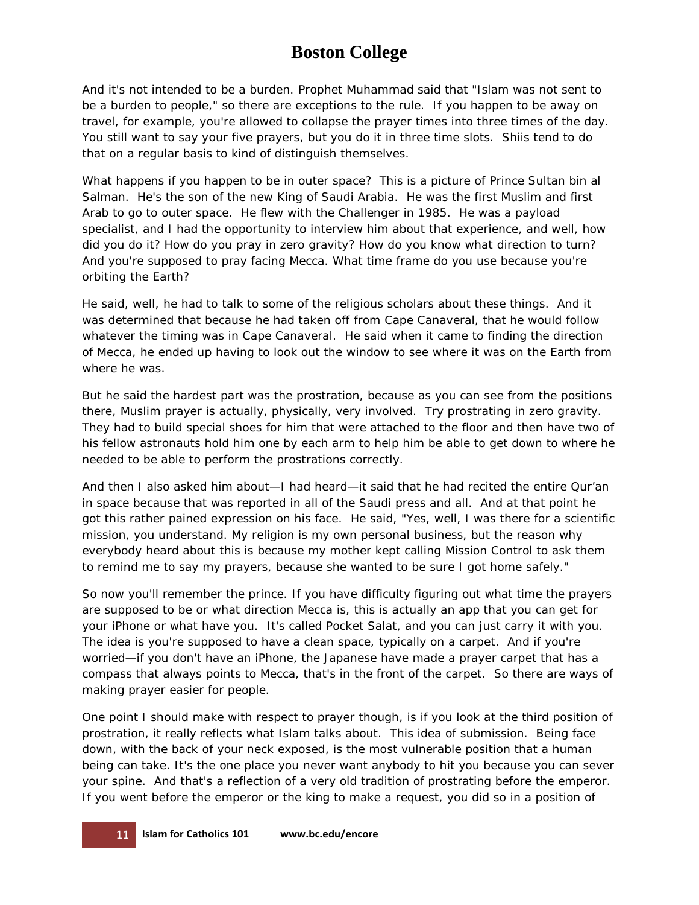And it's not intended to be a burden. Prophet Muhammad said that "Islam was not sent to be a burden to people," so there are exceptions to the rule. If you happen to be away on travel, for example, you're allowed to collapse the prayer times into three times of the day. You still want to say your five prayers, but you do it in three time slots. Shiis tend to do that on a regular basis to kind of distinguish themselves.

What happens if you happen to be in outer space? This is a picture of Prince Sultan bin al Salman. He's the son of the new King of Saudi Arabia. He was the first Muslim and first Arab to go to outer space. He flew with the Challenger in 1985. He was a payload specialist, and I had the opportunity to interview him about that experience, and well, how did you do it? How do you pray in zero gravity? How do you know what direction to turn? And you're supposed to pray facing Mecca. What time frame do you use because you're orbiting the Earth?

He said, well, he had to talk to some of the religious scholars about these things. And it was determined that because he had taken off from Cape Canaveral, that he would follow whatever the timing was in Cape Canaveral. He said when it came to finding the direction of Mecca, he ended up having to look out the window to see where it was on the Earth from where he was.

But he said the hardest part was the prostration, because as you can see from the positions there, Muslim prayer is actually, physically, very involved. Try prostrating in zero gravity. They had to build special shoes for him that were attached to the floor and then have two of his fellow astronauts hold him one by each arm to help him be able to get down to where he needed to be able to perform the prostrations correctly.

And then I also asked him about—I had heard—it said that he had recited the entire Qur'an in space because that was reported in all of the Saudi press and all. And at that point he got this rather pained expression on his face. He said, "Yes, well, I was there for a scientific mission, you understand. My religion is my own personal business, but the reason why everybody heard about this is because my mother kept calling Mission Control to ask them to remind me to say my prayers, because she wanted to be sure I got home safely."

So now you'll remember the prince. If you have difficulty figuring out what time the prayers are supposed to be or what direction Mecca is, this is actually an app that you can get for your iPhone or what have you. It's called Pocket Salat, and you can just carry it with you. The idea is you're supposed to have a clean space, typically on a carpet. And if you're worried—if you don't have an iPhone, the Japanese have made a prayer carpet that has a compass that always points to Mecca, that's in the front of the carpet. So there are ways of making prayer easier for people.

One point I should make with respect to prayer though, is if you look at the third position of prostration, it really reflects what Islam talks about. This idea of submission. Being face down, with the back of your neck exposed, is the most vulnerable position that a human being can take. It's the one place you never want anybody to hit you because you can sever your spine. And that's a reflection of a very old tradition of prostrating before the emperor. If you went before the emperor or the king to make a request, you did so in a position of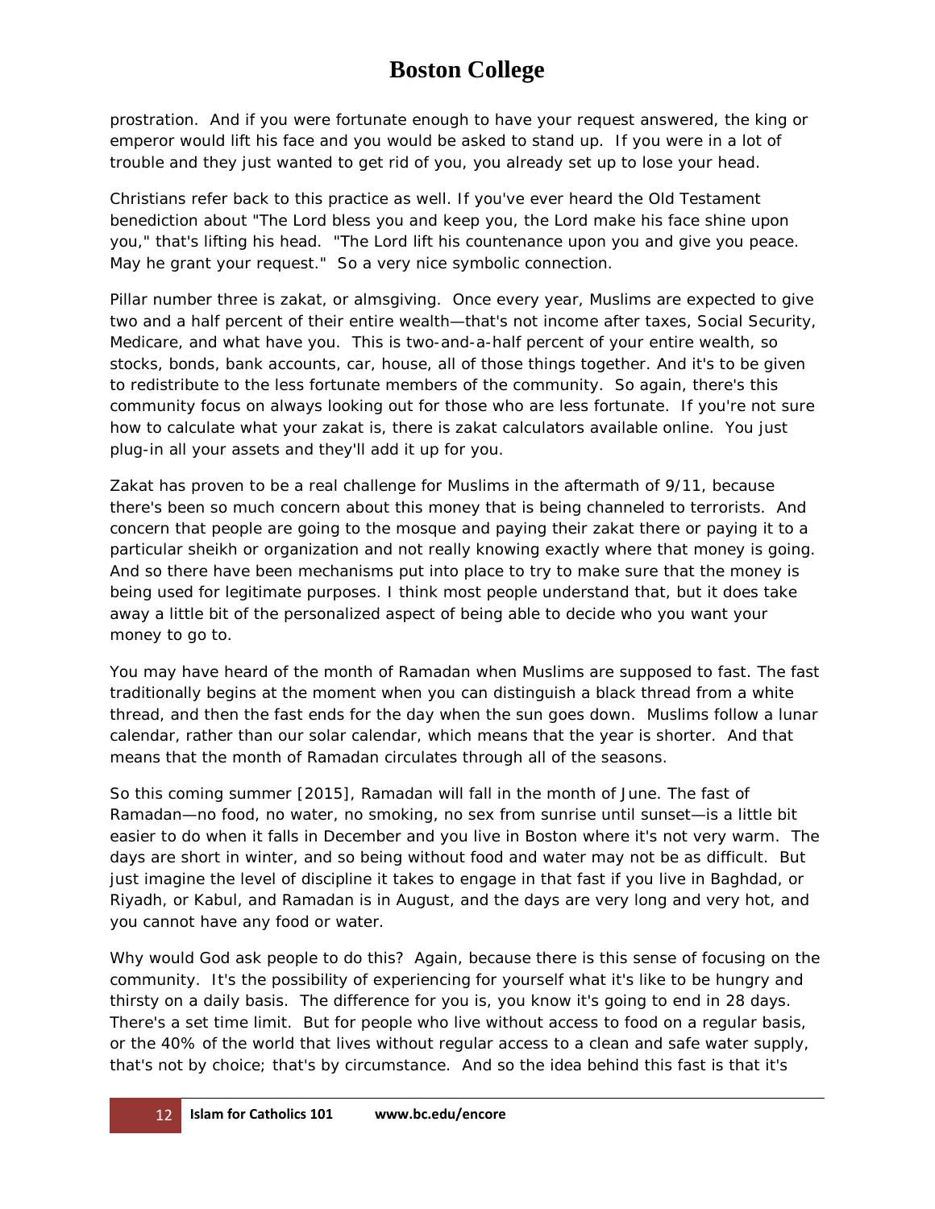prostration. And if you were fortunate enough to have your request answered, the king or emperor would lift his face and you would be asked to stand up. If you were in a lot of trouble and they just wanted to get rid of you, you already set up to lose your head.

Christians refer back to this practice as well. If you've ever heard the Old Testament benediction about "The Lord bless you and keep you, the Lord make his face shine upon you," that's lifting his head. "The Lord lift his countenance upon you and give you peace. May he grant your request." So a very nice symbolic connection.

Pillar number three is zakat, or almsgiving. Once every year, Muslims are expected to give two and a half percent of their entire wealth—that's not income after taxes, Social Security, Medicare, and what have you. This is two-and-a-half percent of your entire wealth, so stocks, bonds, bank accounts, car, house, all of those things together. And it's to be given to redistribute to the less fortunate members of the community. So again, there's this community focus on always looking out for those who are less fortunate. If you're not sure how to calculate what your zakat is, there is zakat calculators available online. You just plug-in all your assets and they'll add it up for you.

Zakat has proven to be a real challenge for Muslims in the aftermath of 9/11, because there's been so much concern about this money that is being channeled to terrorists. And concern that people are going to the mosque and paying their zakat there or paying it to a particular sheikh or organization and not really knowing exactly where that money is going. And so there have been mechanisms put into place to try to make sure that the money is being used for legitimate purposes. I think most people understand that, but it does take away a little bit of the personalized aspect of being able to decide who you want your money to go to.

You may have heard of the month of Ramadan when Muslims are supposed to fast. The fast traditionally begins at the moment when you can distinguish a black thread from a white thread, and then the fast ends for the day when the sun goes down. Muslims follow a lunar calendar, rather than our solar calendar, which means that the year is shorter. And that means that the month of Ramadan circulates through all of the seasons.

So this coming summer [2015], Ramadan will fall in the month of June. The fast of Ramadan—no food, no water, no smoking, no sex from sunrise until sunset—is a little bit easier to do when it falls in December and you live in Boston where it's not very warm. The days are short in winter, and so being without food and water may not be as difficult. But just imagine the level of discipline it takes to engage in that fast if you live in Baghdad, or Riyadh, or Kabul, and Ramadan is in August, and the days are very long and very hot, and you cannot have any food or water.

Why would God ask people to do this? Again, because there is this sense of focusing on the community. It's the possibility of experiencing for yourself what it's like to be hungry and thirsty on a daily basis. The difference for you is, you know it's going to end in 28 days. There's a set time limit. But for people who live without access to food on a regular basis, or the 40% of the world that lives without regular access to a clean and safe water supply, that's not by choice; that's by circumstance. And so the idea behind this fast is that it's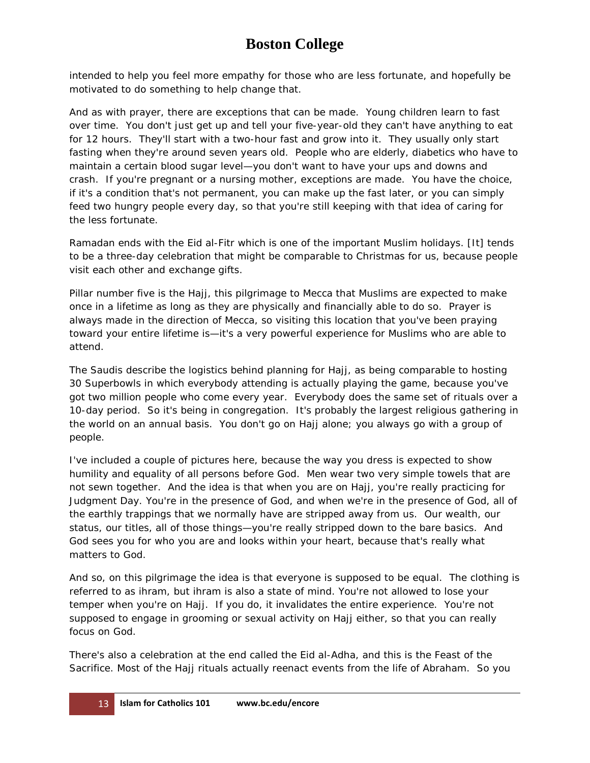intended to help you feel more empathy for those who are less fortunate, and hopefully be motivated to do something to help change that.

And as with prayer, there are exceptions that can be made. Young children learn to fast over time. You don't just get up and tell your five-year-old they can't have anything to eat for 12 hours. They'll start with a two-hour fast and grow into it. They usually only start fasting when they're around seven years old. People who are elderly, diabetics who have to maintain a certain blood sugar level—you don't want to have your ups and downs and crash. If you're pregnant or a nursing mother, exceptions are made. You have the choice, if it's a condition that's not permanent, you can make up the fast later, or you can simply feed two hungry people every day, so that you're still keeping with that idea of caring for the less fortunate.

Ramadan ends with the Eid al-Fitr which is one of the important Muslim holidays. [It] tends to be a three-day celebration that might be comparable to Christmas for us, because people visit each other and exchange gifts.

Pillar number five is the Hajj, this pilgrimage to Mecca that Muslims are expected to make once in a lifetime as long as they are physically and financially able to do so. Prayer is always made in the direction of Mecca, so visiting this location that you've been praying toward your entire lifetime is—it's a very powerful experience for Muslims who are able to attend.

The Saudis describe the logistics behind planning for Hajj, as being comparable to hosting 30 Superbowls in which everybody attending is actually playing the game, because you've got two million people who come every year. Everybody does the same set of rituals over a 10-day period. So it's being in congregation. It's probably the largest religious gathering in the world on an annual basis. You don't go on Hajj alone; you always go with a group of people.

I've included a couple of pictures here, because the way you dress is expected to show humility and equality of all persons before God. Men wear two very simple towels that are not sewn together. And the idea is that when you are on Hajj, you're really practicing for Judgment Day. You're in the presence of God, and when we're in the presence of God, all of the earthly trappings that we normally have are stripped away from us. Our wealth, our status, our titles, all of those things—you're really stripped down to the bare basics. And God sees you for who you are and looks within your heart, because that's really what matters to God.

And so, on this pilgrimage the idea is that everyone is supposed to be equal. The clothing is referred to as ihram, but ihram is also a state of mind. You're not allowed to lose your temper when you're on Hajj. If you do, it invalidates the entire experience. You're not supposed to engage in grooming or sexual activity on Hajj either, so that you can really focus on God.

There's also a celebration at the end called the Eid al-Adha, and this is the Feast of the Sacrifice. Most of the Hajj rituals actually reenact events from the life of Abraham. So you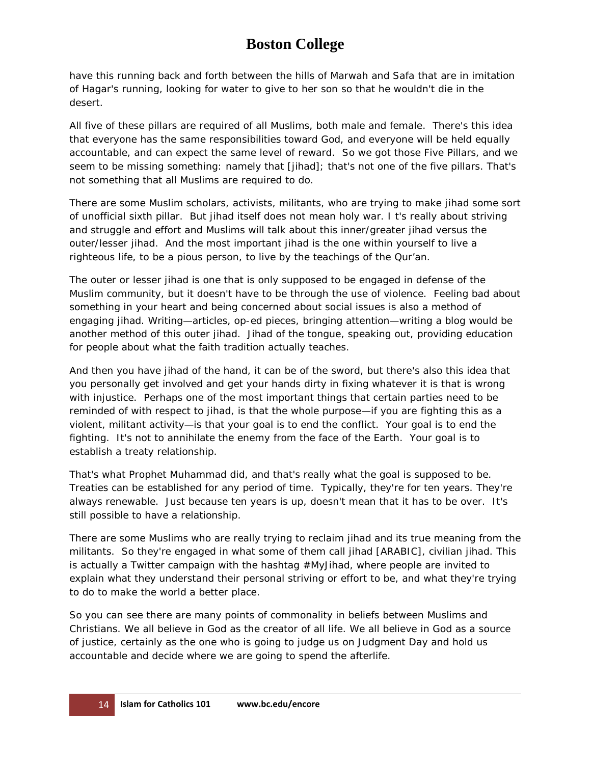have this running back and forth between the hills of Marwah and Safa that are in imitation of Hagar's running, looking for water to give to her son so that he wouldn't die in the desert.

All five of these pillars are required of all Muslims, both male and female. There's this idea that everyone has the same responsibilities toward God, and everyone will be held equally accountable, and can expect the same level of reward. So we got those Five Pillars, and we seem to be missing something: namely that [jihad]; that's not one of the five pillars. That's not something that all Muslims are required to do.

There are some Muslim scholars, activists, militants, who are trying to make jihad some sort of unofficial sixth pillar. But jihad itself does not mean holy war. I t's really about striving and struggle and effort and Muslims will talk about this inner/greater jihad versus the outer/lesser jihad. And the most important jihad is the one within yourself to live a righteous life, to be a pious person, to live by the teachings of the Qur'an.

The outer or lesser jihad is one that is only supposed to be engaged in defense of the Muslim community, but it doesn't have to be through the use of violence. Feeling bad about something in your heart and being concerned about social issues is also a method of engaging jihad. Writing—articles, op-ed pieces, bringing attention—writing a blog would be another method of this outer jihad. Jihad of the tongue, speaking out, providing education for people about what the faith tradition actually teaches.

And then you have jihad of the hand, it can be of the sword, but there's also this idea that you personally get involved and get your hands dirty in fixing whatever it is that is wrong with injustice. Perhaps one of the most important things that certain parties need to be reminded of with respect to jihad, is that the whole purpose—if you are fighting this as a violent, militant activity—is that your goal is to end the conflict. Your goal is to end the fighting. It's not to annihilate the enemy from the face of the Earth. Your goal is to establish a treaty relationship.

That's what Prophet Muhammad did, and that's really what the goal is supposed to be. Treaties can be established for any period of time. Typically, they're for ten years. They're always renewable. Just because ten years is up, doesn't mean that it has to be over. It's still possible to have a relationship.

There are some Muslims who are really trying to reclaim jihad and its true meaning from the militants. So they're engaged in what some of them call jihad [ARABIC], civilian jihad. This is actually a Twitter campaign with the hashtag #MyJihad, where people are invited to explain what they understand their personal striving or effort to be, and what they're trying to do to make the world a better place.

So you can see there are many points of commonality in beliefs between Muslims and Christians. We all believe in God as the creator of all life. We all believe in God as a source of justice, certainly as the one who is going to judge us on Judgment Day and hold us accountable and decide where we are going to spend the afterlife.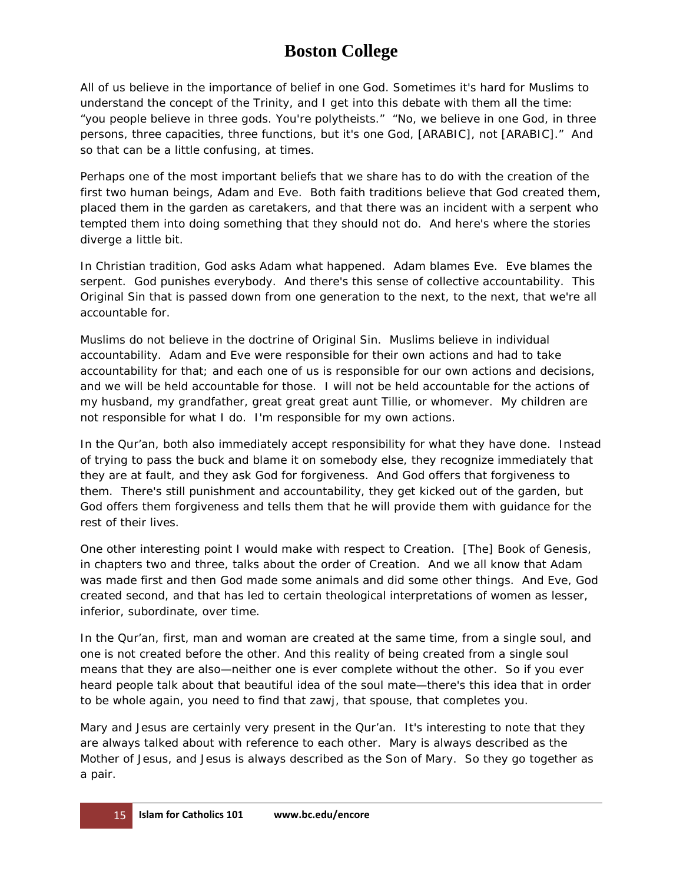All of us believe in the importance of belief in one God. Sometimes it's hard for Muslims to understand the concept of the Trinity, and I get into this debate with them all the time: "you people believe in three gods. You're polytheists." "No, we believe in one God, in three persons, three capacities, three functions, but it's one God, [ARABIC], not [ARABIC]." And so that can be a little confusing, at times.

Perhaps one of the most important beliefs that we share has to do with the creation of the first two human beings, Adam and Eve. Both faith traditions believe that God created them, placed them in the garden as caretakers, and that there was an incident with a serpent who tempted them into doing something that they should not do. And here's where the stories diverge a little bit.

In Christian tradition, God asks Adam what happened. Adam blames Eve. Eve blames the serpent. God punishes everybody. And there's this sense of collective accountability. This Original Sin that is passed down from one generation to the next, to the next, that we're all accountable for.

Muslims do not believe in the doctrine of Original Sin. Muslims believe in individual accountability. Adam and Eve were responsible for their own actions and had to take accountability for that; and each one of us is responsible for our own actions and decisions, and we will be held accountable for those. I will not be held accountable for the actions of my husband, my grandfather, great great great aunt Tillie, or whomever. My children are not responsible for what I do. I'm responsible for my own actions.

In the Qur'an, both also immediately accept responsibility for what they have done. Instead of trying to pass the buck and blame it on somebody else, they recognize immediately that they are at fault, and they ask God for forgiveness. And God offers that forgiveness to them. There's still punishment and accountability, they get kicked out of the garden, but God offers them forgiveness and tells them that he will provide them with guidance for the rest of their lives.

One other interesting point I would make with respect to Creation. [The] Book of Genesis, in chapters two and three, talks about the order of Creation. And we all know that Adam was made first and then God made some animals and did some other things. And Eve, God created second, and that has led to certain theological interpretations of women as lesser, inferior, subordinate, over time.

In the Qur'an, first, man and woman are created at the same time, from a single soul, and one is not created before the other. And this reality of being created from a single soul means that they are also—neither one is ever complete without the other. So if you ever heard people talk about that beautiful idea of the soul mate—there's this idea that in order to be whole again, you need to find that zawj, that spouse, that completes you.

Mary and Jesus are certainly very present in the Qur'an. It's interesting to note that they are always talked about with reference to each other. Mary is always described as the Mother of Jesus, and Jesus is always described as the Son of Mary. So they go together as a pair.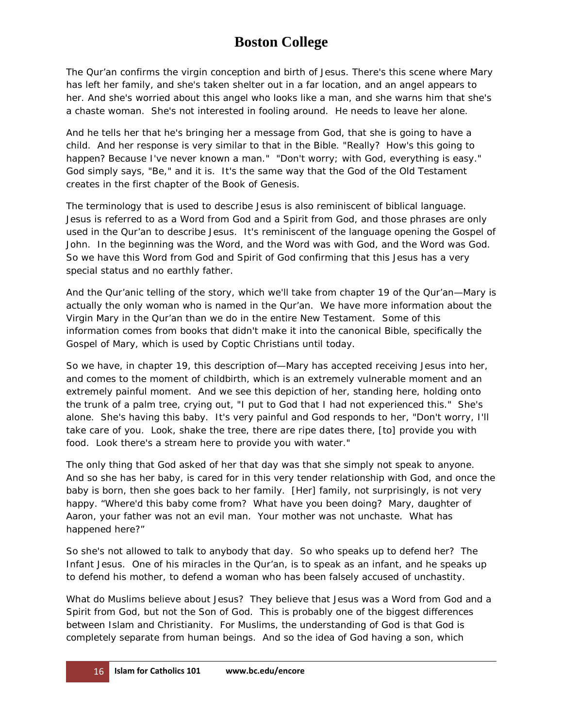The Qur'an confirms the virgin conception and birth of Jesus. There's this scene where Mary has left her family, and she's taken shelter out in a far location, and an angel appears to her. And she's worried about this angel who looks like a man, and she warns him that she's a chaste woman. She's not interested in fooling around. He needs to leave her alone.

And he tells her that he's bringing her a message from God, that she is going to have a child. And her response is very similar to that in the Bible. "Really? How's this going to happen? Because I've never known a man." "Don't worry; with God, everything is easy." God simply says, "Be," and it is. It's the same way that the God of the Old Testament creates in the first chapter of the Book of Genesis.

The terminology that is used to describe Jesus is also reminiscent of biblical language. Jesus is referred to as a Word from God and a Spirit from God, and those phrases are only used in the Qur'an to describe Jesus. It's reminiscent of the language opening the Gospel of John. In the beginning was the Word, and the Word was with God, and the Word was God. So we have this Word from God and Spirit of God confirming that this Jesus has a very special status and no earthly father.

And the Qur'anic telling of the story, which we'll take from chapter 19 of the Qur'an—Mary is actually the only woman who is named in the Qur'an. We have more information about the Virgin Mary in the Qur'an than we do in the entire New Testament. Some of this information comes from books that didn't make it into the canonical Bible, specifically the Gospel of Mary, which is used by Coptic Christians until today.

So we have, in chapter 19, this description of—Mary has accepted receiving Jesus into her, and comes to the moment of childbirth, which is an extremely vulnerable moment and an extremely painful moment. And we see this depiction of her, standing here, holding onto the trunk of a palm tree, crying out, "I put to God that I had not experienced this." She's alone. She's having this baby. It's very painful and God responds to her, "Don't worry, I'll take care of you. Look, shake the tree, there are ripe dates there, [to] provide you with food. Look there's a stream here to provide you with water."

The only thing that God asked of her that day was that she simply not speak to anyone. And so she has her baby, is cared for in this very tender relationship with God, and once the baby is born, then she goes back to her family. [Her] family, not surprisingly, is not very happy. "Where'd this baby come from? What have you been doing? Mary, daughter of Aaron, your father was not an evil man. Your mother was not unchaste. What has happened here?"

So she's not allowed to talk to anybody that day. So who speaks up to defend her? The Infant Jesus. One of his miracles in the Qur'an, is to speak as an infant, and he speaks up to defend his mother, to defend a woman who has been falsely accused of unchastity.

What do Muslims believe about Jesus? They believe that Jesus was a Word from God and a Spirit from God, but not the Son of God. This is probably one of the biggest differences between Islam and Christianity. For Muslims, the understanding of God is that God is completely separate from human beings. And so the idea of God having a son, which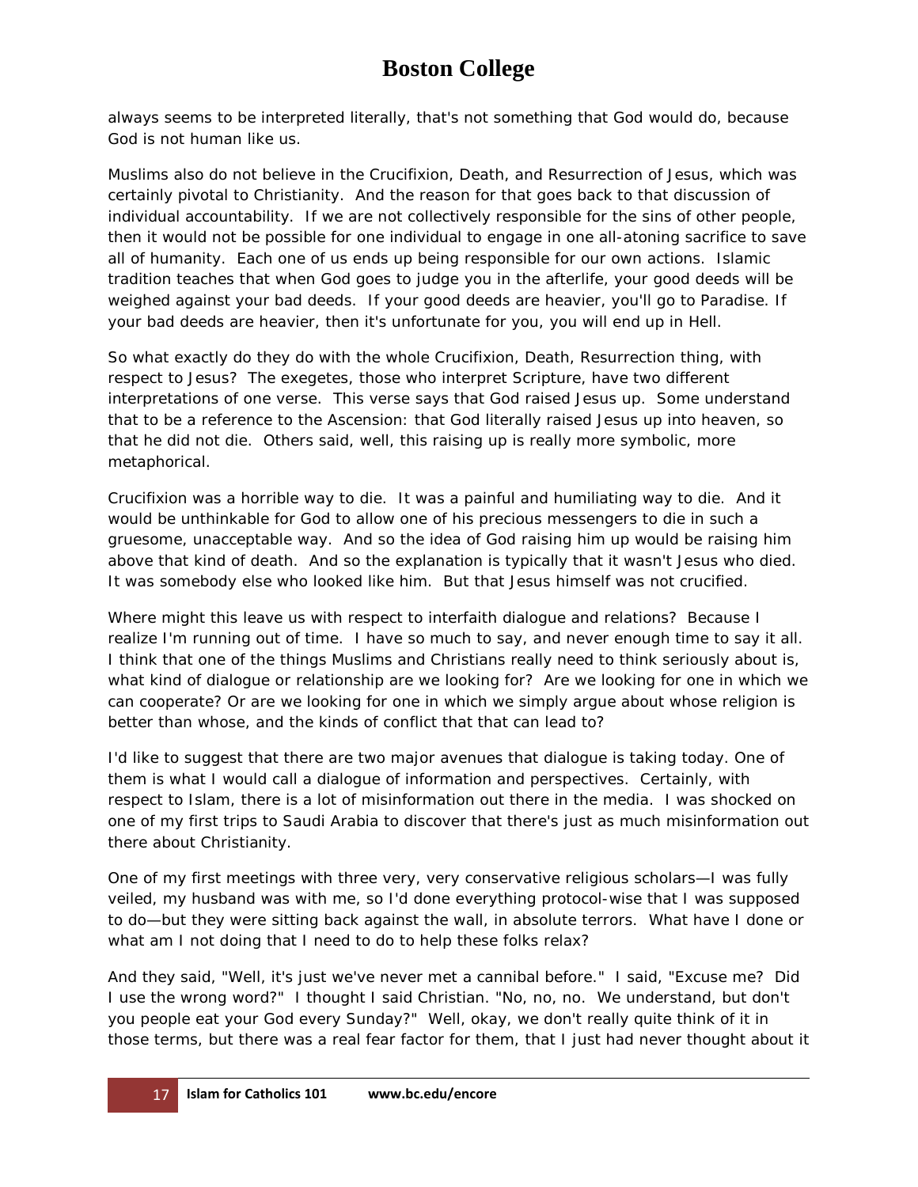always seems to be interpreted literally, that's not something that God would do, because God is not human like us.

Muslims also do not believe in the Crucifixion, Death, and Resurrection of Jesus, which was certainly pivotal to Christianity. And the reason for that goes back to that discussion of individual accountability. If we are not collectively responsible for the sins of other people, then it would not be possible for one individual to engage in one all-atoning sacrifice to save all of humanity. Each one of us ends up being responsible for our own actions. Islamic tradition teaches that when God goes to judge you in the afterlife, your good deeds will be weighed against your bad deeds. If your good deeds are heavier, you'll go to Paradise. If your bad deeds are heavier, then it's unfortunate for you, you will end up in Hell.

So what exactly do they do with the whole Crucifixion, Death, Resurrection thing, with respect to Jesus? The exegetes, those who interpret Scripture, have two different interpretations of one verse. This verse says that God raised Jesus up. Some understand that to be a reference to the Ascension: that God literally raised Jesus up into heaven, so that he did not die. Others said, well, this raising up is really more symbolic, more metaphorical.

Crucifixion was a horrible way to die. It was a painful and humiliating way to die. And it would be unthinkable for God to allow one of his precious messengers to die in such a gruesome, unacceptable way. And so the idea of God raising him up would be raising him above that kind of death. And so the explanation is typically that it wasn't Jesus who died. It was somebody else who looked like him. But that Jesus himself was not crucified.

Where might this leave us with respect to interfaith dialogue and relations? Because I realize I'm running out of time. I have so much to say, and never enough time to say it all. I think that one of the things Muslims and Christians really need to think seriously about is, what kind of dialogue or relationship are we looking for? Are we looking for one in which we can cooperate? Or are we looking for one in which we simply argue about whose religion is better than whose, and the kinds of conflict that that can lead to?

I'd like to suggest that there are two major avenues that dialogue is taking today. One of them is what I would call a dialogue of information and perspectives. Certainly, with respect to Islam, there is a lot of misinformation out there in the media. I was shocked on one of my first trips to Saudi Arabia to discover that there's just as much misinformation out there about Christianity.

One of my first meetings with three very, very conservative religious scholars—I was fully veiled, my husband was with me, so I'd done everything protocol-wise that I was supposed to do—but they were sitting back against the wall, in absolute terrors. What have I done or what am I not doing that I need to do to help these folks relax?

And they said, "Well, it's just we've never met a cannibal before." I said, "Excuse me? Did I use the wrong word?" I thought I said Christian. "No, no, no. We understand, but don't you people eat your God every Sunday?" Well, okay, we don't really quite think of it in those terms, but there was a real fear factor for them, that I just had never thought about it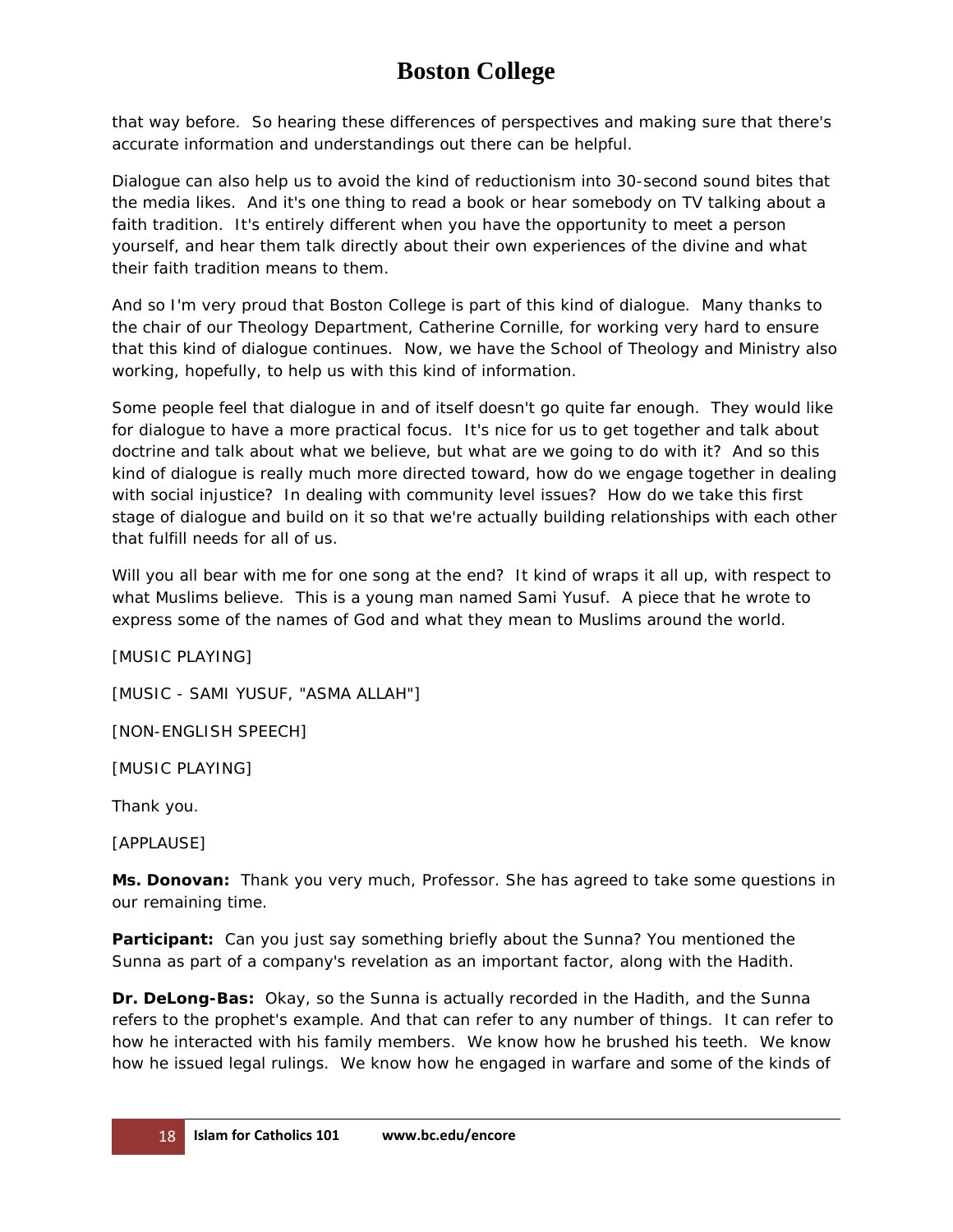that way before. So hearing these differences of perspectives and making sure that there's accurate information and understandings out there can be helpful.

Dialogue can also help us to avoid the kind of reductionism into 30-second sound bites that the media likes. And it's one thing to read a book or hear somebody on TV talking about a faith tradition. It's entirely different when you have the opportunity to meet a person yourself, and hear them talk directly about their own experiences of the divine and what their faith tradition means to them.

And so I'm very proud that Boston College is part of this kind of dialogue. Many thanks to the chair of our Theology Department, Catherine Cornille, for working very hard to ensure that this kind of dialogue continues. Now, we have the School of Theology and Ministry also working, hopefully, to help us with this kind of information.

Some people feel that dialogue in and of itself doesn't go quite far enough. They would like for dialogue to have a more practical focus. It's nice for us to get together and talk about doctrine and talk about what we believe, but what are we going to do with it? And so this kind of dialogue is really much more directed toward, how do we engage together in dealing with social injustice? In dealing with community level issues? How do we take this first stage of dialogue and build on it so that we're actually building relationships with each other that fulfill needs for all of us.

Will you all bear with me for one song at the end? It kind of wraps it all up, with respect to what Muslims believe. This is a young man named Sami Yusuf. A piece that he wrote to express some of the names of God and what they mean to Muslims around the world.

[MUSIC PLAYING]

[MUSIC - SAMI YUSUF, "ASMA ALLAH"]

[NON-ENGLISH SPEECH]

[MUSIC PLAYING]

Thank you.

[APPLAUSE]

**Ms. Donovan:** Thank you very much, Professor. She has agreed to take some questions in our remaining time.

**Participant:** Can you just say something briefly about the Sunna? You mentioned the Sunna as part of a company's revelation as an important factor, along with the Hadith.

**Dr. DeLong-Bas:** Okay, so the Sunna is actually recorded in the Hadith, and the Sunna refers to the prophet's example. And that can refer to any number of things. It can refer to how he interacted with his family members. We know how he brushed his teeth. We know how he issued legal rulings. We know how he engaged in warfare and some of the kinds of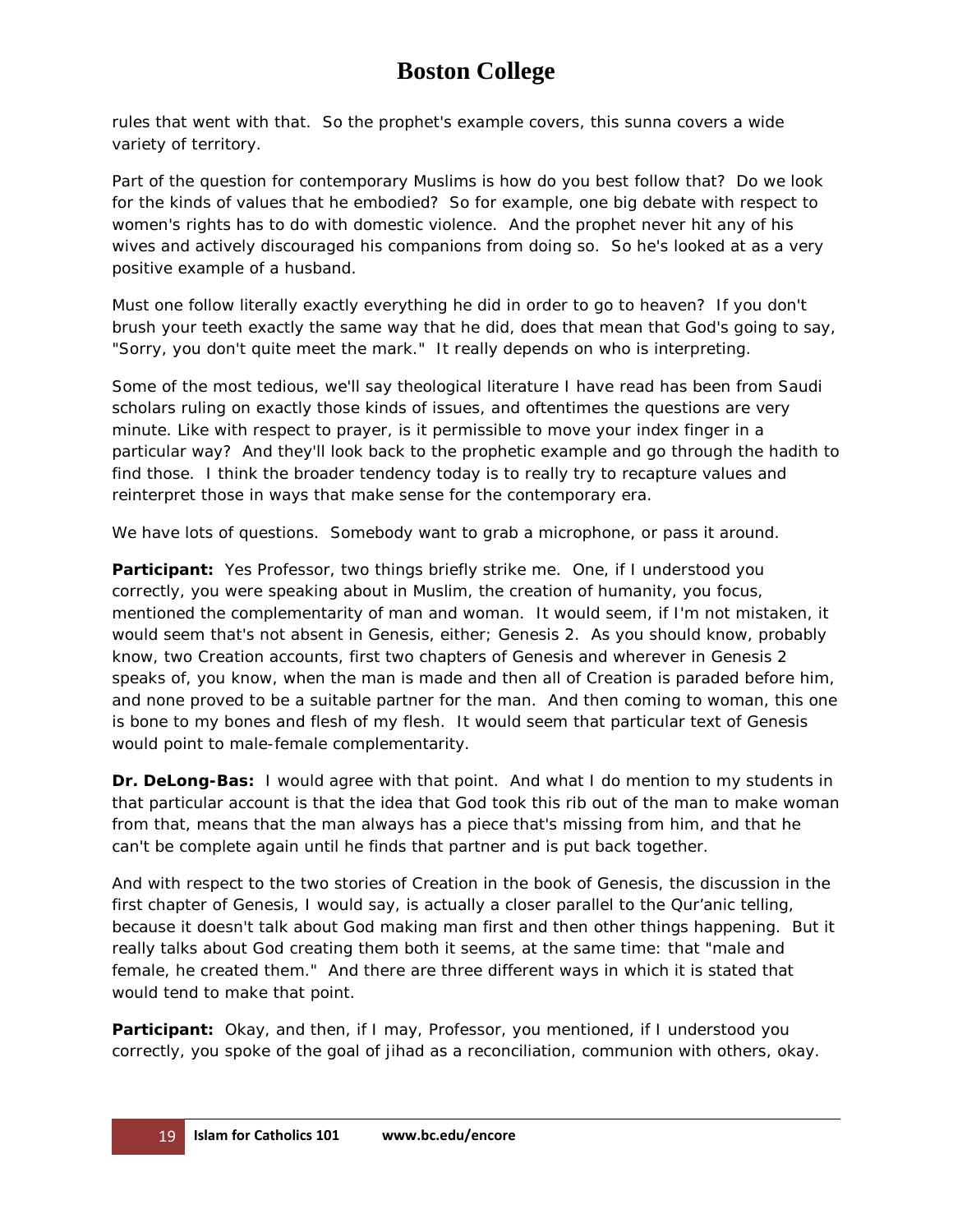rules that went with that. So the prophet's example covers, this sunna covers a wide variety of territory.

Part of the question for contemporary Muslims is how do you best follow that? Do we look for the kinds of values that he embodied? So for example, one big debate with respect to women's rights has to do with domestic violence. And the prophet never hit any of his wives and actively discouraged his companions from doing so. So he's looked at as a very positive example of a husband.

Must one follow literally exactly everything he did in order to go to heaven? If you don't brush your teeth exactly the same way that he did, does that mean that God's going to say, "Sorry, you don't quite meet the mark." It really depends on who is interpreting.

Some of the most tedious, we'll say theological literature I have read has been from Saudi scholars ruling on exactly those kinds of issues, and oftentimes the questions are very minute. Like with respect to prayer, is it permissible to move your index finger in a particular way? And they'll look back to the prophetic example and go through the hadith to find those. I think the broader tendency today is to really try to recapture values and reinterpret those in ways that make sense for the contemporary era.

We have lots of questions. Somebody want to grab a microphone, or pass it around.

**Participant:** Yes Professor, two things briefly strike me. One, if I understood you correctly, you were speaking about in Muslim, the creation of humanity, you focus, mentioned the complementarity of man and woman. It would seem, if I'm not mistaken, it would seem that's not absent in Genesis, either; Genesis 2. As you should know, probably know, two Creation accounts, first two chapters of Genesis and wherever in Genesis 2 speaks of, you know, when the man is made and then all of Creation is paraded before him, and none proved to be a suitable partner for the man. And then coming to woman, this one is bone to my bones and flesh of my flesh. It would seem that particular text of Genesis would point to male-female complementarity.

**Dr. DeLong-Bas:** I would agree with that point. And what I do mention to my students in that particular account is that the idea that God took this rib out of the man to make woman from that, means that the man always has a piece that's missing from him, and that he can't be complete again until he finds that partner and is put back together.

And with respect to the two stories of Creation in the book of Genesis, the discussion in the first chapter of Genesis, I would say, is actually a closer parallel to the Qur'anic telling, because it doesn't talk about God making man first and then other things happening. But it really talks about God creating them both it seems, at the same time: that "male and female, he created them." And there are three different ways in which it is stated that would tend to make that point.

**Participant:** Okay, and then, if I may, Professor, you mentioned, if I understood you correctly, you spoke of the goal of jihad as a reconciliation, communion with others, okay.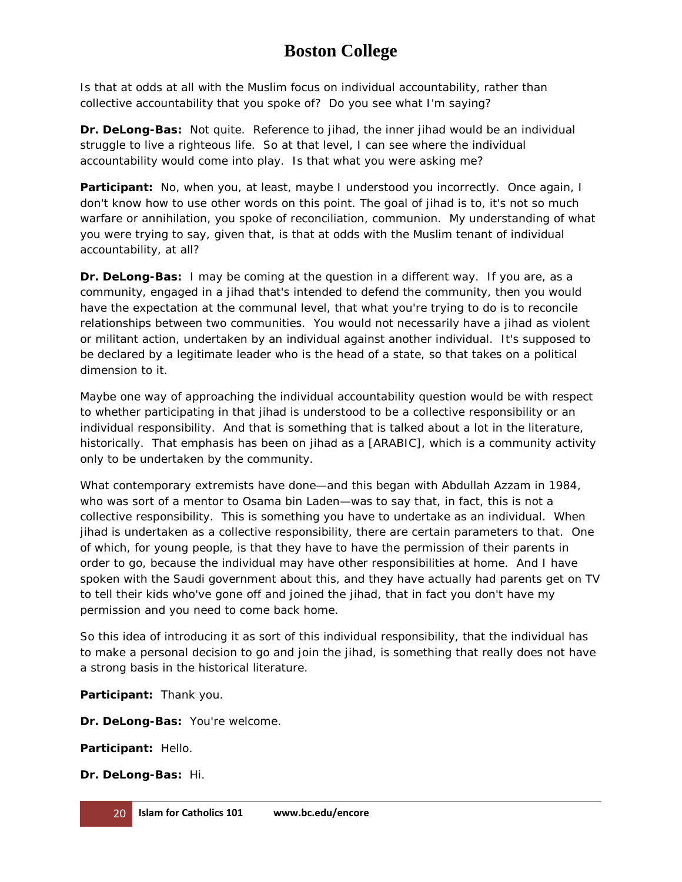Is that at odds at all with the Muslim focus on individual accountability, rather than collective accountability that you spoke of? Do you see what I'm saying?

**Dr. DeLong-Bas:** Not quite. Reference to jihad, the inner jihad would be an individual struggle to live a righteous life. So at that level, I can see where the individual accountability would come into play. Is that what you were asking me?

**Participant:** No, when you, at least, maybe I understood you incorrectly. Once again, I don't know how to use other words on this point. The goal of jihad is to, it's not so much warfare or annihilation, you spoke of reconciliation, communion. My understanding of what you were trying to say, given that, is that at odds with the Muslim tenant of individual accountability, at all?

**Dr. DeLong-Bas:** I may be coming at the question in a different way. If you are, as a community, engaged in a jihad that's intended to defend the community, then you would have the expectation at the communal level, that what you're trying to do is to reconcile relationships between two communities. You would not necessarily have a jihad as violent or militant action, undertaken by an individual against another individual. It's supposed to be declared by a legitimate leader who is the head of a state, so that takes on a political dimension to it.

Maybe one way of approaching the individual accountability question would be with respect to whether participating in that jihad is understood to be a collective responsibility or an individual responsibility. And that is something that is talked about a lot in the literature, historically. That emphasis has been on jihad as a [ARABIC], which is a community activity only to be undertaken by the community.

What contemporary extremists have done—and this began with Abdullah Azzam in 1984, who was sort of a mentor to Osama bin Laden—was to say that, in fact, this is not a collective responsibility. This is something you have to undertake as an individual. When jihad is undertaken as a collective responsibility, there are certain parameters to that. One of which, for young people, is that they have to have the permission of their parents in order to go, because the individual may have other responsibilities at home. And I have spoken with the Saudi government about this, and they have actually had parents get on TV to tell their kids who've gone off and joined the jihad, that in fact you don't have my permission and you need to come back home.

So this idea of introducing it as sort of this individual responsibility, that the individual has to make a personal decision to go and join the jihad, is something that really does not have a strong basis in the historical literature.

**Participant:** Thank you.

**Dr. DeLong-Bas:** You're welcome.

**Participant:** Hello.

**Dr. DeLong-Bas:** Hi.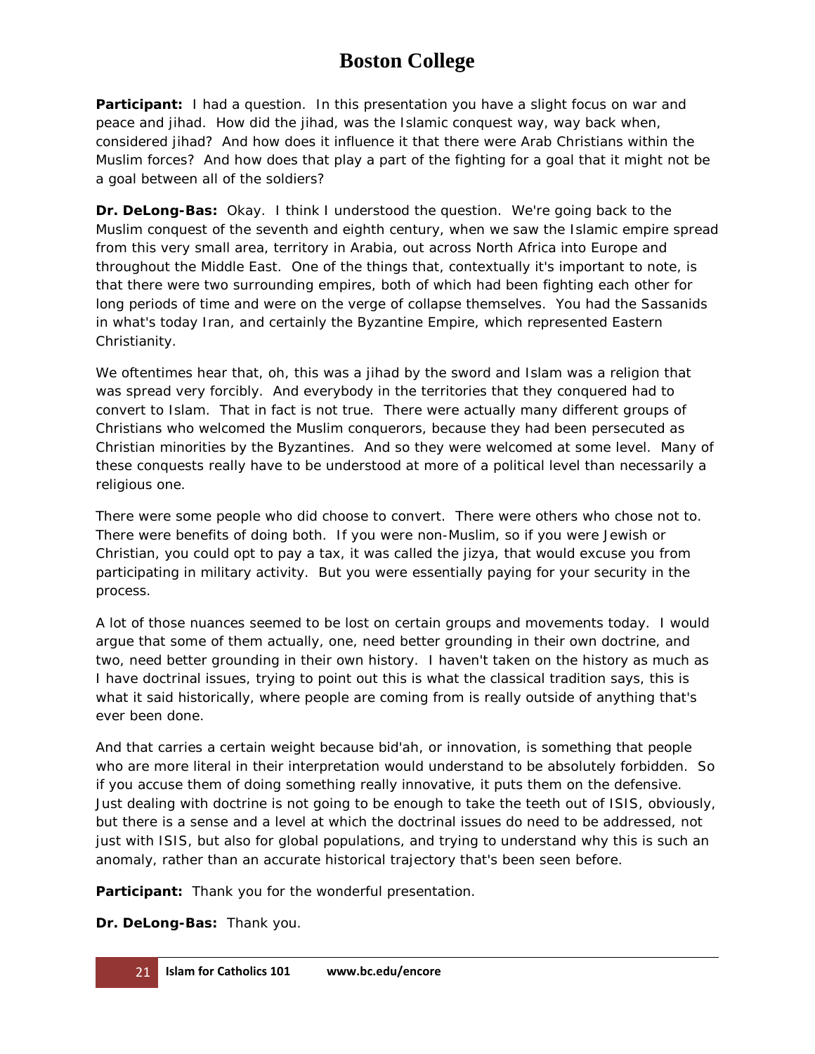**Participant:** I had a question. In this presentation you have a slight focus on war and peace and jihad. How did the jihad, was the Islamic conquest way, way back when, considered jihad? And how does it influence it that there were Arab Christians within the Muslim forces? And how does that play a part of the fighting for a goal that it might not be a goal between all of the soldiers?

**Dr. DeLong-Bas:** Okay. I think I understood the question. We're going back to the Muslim conquest of the seventh and eighth century, when we saw the Islamic empire spread from this very small area, territory in Arabia, out across North Africa into Europe and throughout the Middle East. One of the things that, contextually it's important to note, is that there were two surrounding empires, both of which had been fighting each other for long periods of time and were on the verge of collapse themselves. You had the Sassanids in what's today Iran, and certainly the Byzantine Empire, which represented Eastern Christianity.

We oftentimes hear that, oh, this was a jihad by the sword and Islam was a religion that was spread very forcibly. And everybody in the territories that they conquered had to convert to Islam. That in fact is not true. There were actually many different groups of Christians who welcomed the Muslim conquerors, because they had been persecuted as Christian minorities by the Byzantines. And so they were welcomed at some level. Many of these conquests really have to be understood at more of a political level than necessarily a religious one.

There were some people who did choose to convert. There were others who chose not to. There were benefits of doing both. If you were non-Muslim, so if you were Jewish or Christian, you could opt to pay a tax, it was called the jizya, that would excuse you from participating in military activity. But you were essentially paying for your security in the process.

A lot of those nuances seemed to be lost on certain groups and movements today. I would argue that some of them actually, one, need better grounding in their own doctrine, and two, need better grounding in their own history. I haven't taken on the history as much as I have doctrinal issues, trying to point out this is what the classical tradition says, this is what it said historically, where people are coming from is really outside of anything that's ever been done.

And that carries a certain weight because bid'ah, or innovation, is something that people who are more literal in their interpretation would understand to be absolutely forbidden. So if you accuse them of doing something really innovative, it puts them on the defensive. Just dealing with doctrine is not going to be enough to take the teeth out of ISIS, obviously, but there is a sense and a level at which the doctrinal issues do need to be addressed, not just with ISIS, but also for global populations, and trying to understand why this is such an anomaly, rather than an accurate historical trajectory that's been seen before.

**Participant:** Thank you for the wonderful presentation.

**Dr. DeLong-Bas:** Thank you.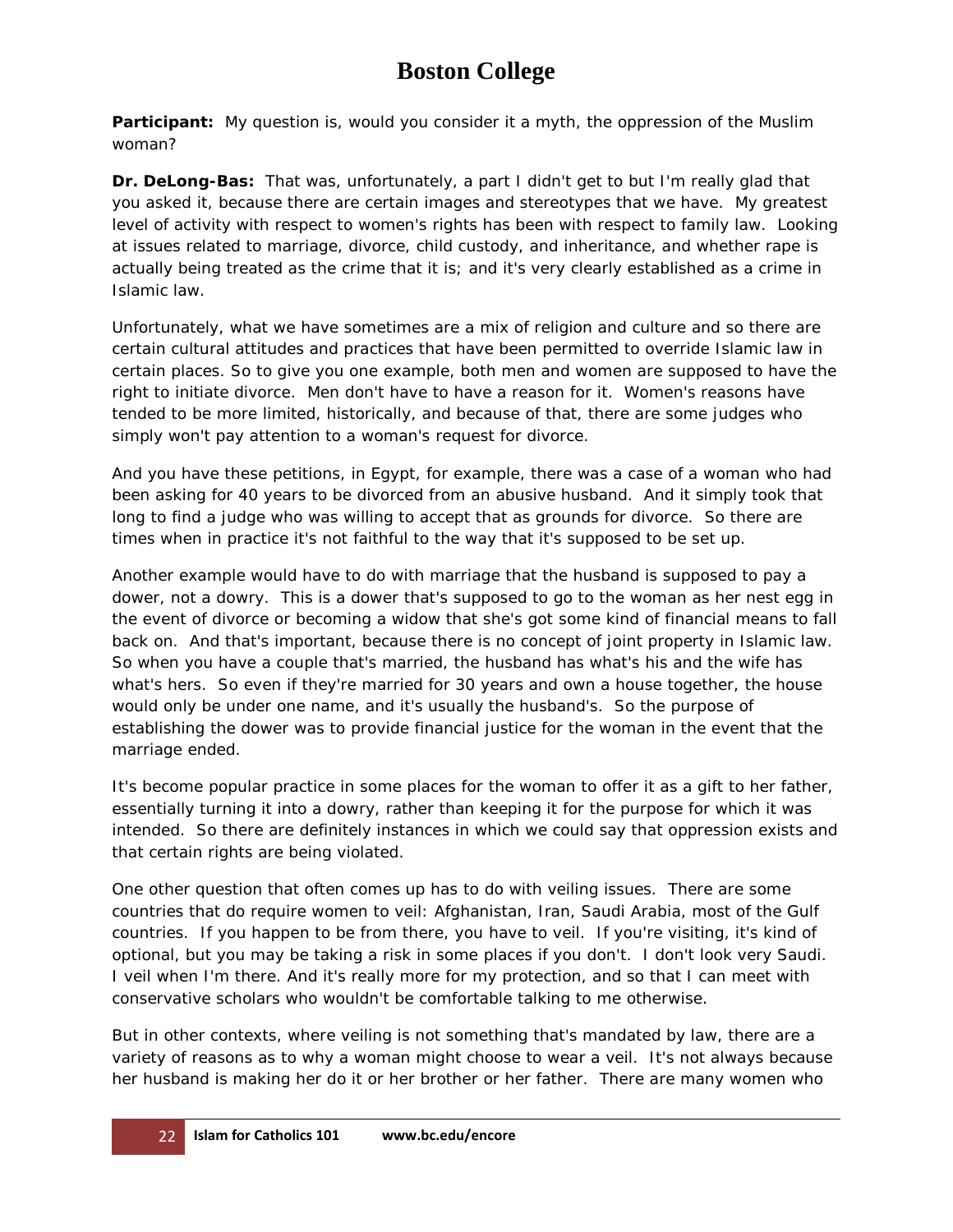**Participant:** My question is, would you consider it a myth, the oppression of the Muslim woman?

**Dr. DeLong-Bas:** That was, unfortunately, a part I didn't get to but I'm really glad that you asked it, because there are certain images and stereotypes that we have. My greatest level of activity with respect to women's rights has been with respect to family law. Looking at issues related to marriage, divorce, child custody, and inheritance, and whether rape is actually being treated as the crime that it is; and it's very clearly established as a crime in Islamic law.

Unfortunately, what we have sometimes are a mix of religion and culture and so there are certain cultural attitudes and practices that have been permitted to override Islamic law in certain places. So to give you one example, both men and women are supposed to have the right to initiate divorce. Men don't have to have a reason for it. Women's reasons have tended to be more limited, historically, and because of that, there are some judges who simply won't pay attention to a woman's request for divorce.

And you have these petitions, in Egypt, for example, there was a case of a woman who had been asking for 40 years to be divorced from an abusive husband. And it simply took that long to find a judge who was willing to accept that as grounds for divorce. So there are times when in practice it's not faithful to the way that it's supposed to be set up.

Another example would have to do with marriage that the husband is supposed to pay a dower, not a dowry. This is a dower that's supposed to go to the woman as her nest egg in the event of divorce or becoming a widow that she's got some kind of financial means to fall back on. And that's important, because there is no concept of joint property in Islamic law. So when you have a couple that's married, the husband has what's his and the wife has what's hers. So even if they're married for 30 years and own a house together, the house would only be under one name, and it's usually the husband's. So the purpose of establishing the dower was to provide financial justice for the woman in the event that the marriage ended.

It's become popular practice in some places for the woman to offer it as a gift to her father, essentially turning it into a dowry, rather than keeping it for the purpose for which it was intended. So there are definitely instances in which we could say that oppression exists and that certain rights are being violated.

One other question that often comes up has to do with veiling issues. There are some countries that do require women to veil: Afghanistan, Iran, Saudi Arabia, most of the Gulf countries. If you happen to be from there, you have to veil. If you're visiting, it's kind of optional, but you may be taking a risk in some places if you don't. I don't look very Saudi. I veil when I'm there. And it's really more for my protection, and so that I can meet with conservative scholars who wouldn't be comfortable talking to me otherwise.

But in other contexts, where veiling is not something that's mandated by law, there are a variety of reasons as to why a woman might choose to wear a veil. It's not always because her husband is making her do it or her brother or her father. There are many women who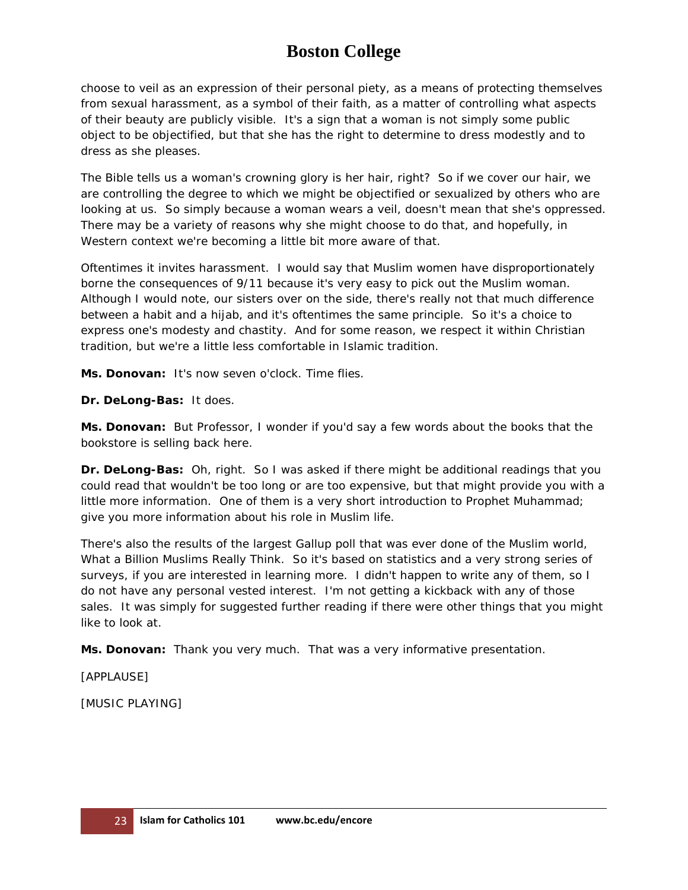choose to veil as an expression of their personal piety, as a means of protecting themselves from sexual harassment, as a symbol of their faith, as a matter of controlling what aspects of their beauty are publicly visible. It's a sign that a woman is not simply some public object to be objectified, but that she has the right to determine to dress modestly and to dress as she pleases.

The Bible tells us a woman's crowning glory is her hair, right? So if we cover our hair, we are controlling the degree to which we might be objectified or sexualized by others who are looking at us. So simply because a woman wears a veil, doesn't mean that she's oppressed. There may be a variety of reasons why she might choose to do that, and hopefully, in Western context we're becoming a little bit more aware of that.

Oftentimes it invites harassment. I would say that Muslim women have disproportionately borne the consequences of 9/11 because it's very easy to pick out the Muslim woman. Although I would note, our sisters over on the side, there's really not that much difference between a habit and a hijab, and it's oftentimes the same principle. So it's a choice to express one's modesty and chastity. And for some reason, we respect it within Christian tradition, but we're a little less comfortable in Islamic tradition.

**Ms. Donovan:** It's now seven o'clock. Time flies.

**Dr. DeLong-Bas:** It does.

**Ms. Donovan:** But Professor, I wonder if you'd say a few words about the books that the bookstore is selling back here.

**Dr. DeLong-Bas:** Oh, right. So I was asked if there might be additional readings that you could read that wouldn't be too long or are too expensive, but that might provide you with a little more information. One of them is a very short introduction to Prophet Muhammad; give you more information about his role in Muslim life.

There's also the results of the largest Gallup poll that was ever done of the Muslim world, What a Billion Muslims Really Think. So it's based on statistics and a very strong series of surveys, if you are interested in learning more. I didn't happen to write any of them, so I do not have any personal vested interest. I'm not getting a kickback with any of those sales. It was simply for suggested further reading if there were other things that you might like to look at.

**Ms. Donovan:** Thank you very much. That was a very informative presentation.

[APPLAUSE]

[MUSIC PLAYING]